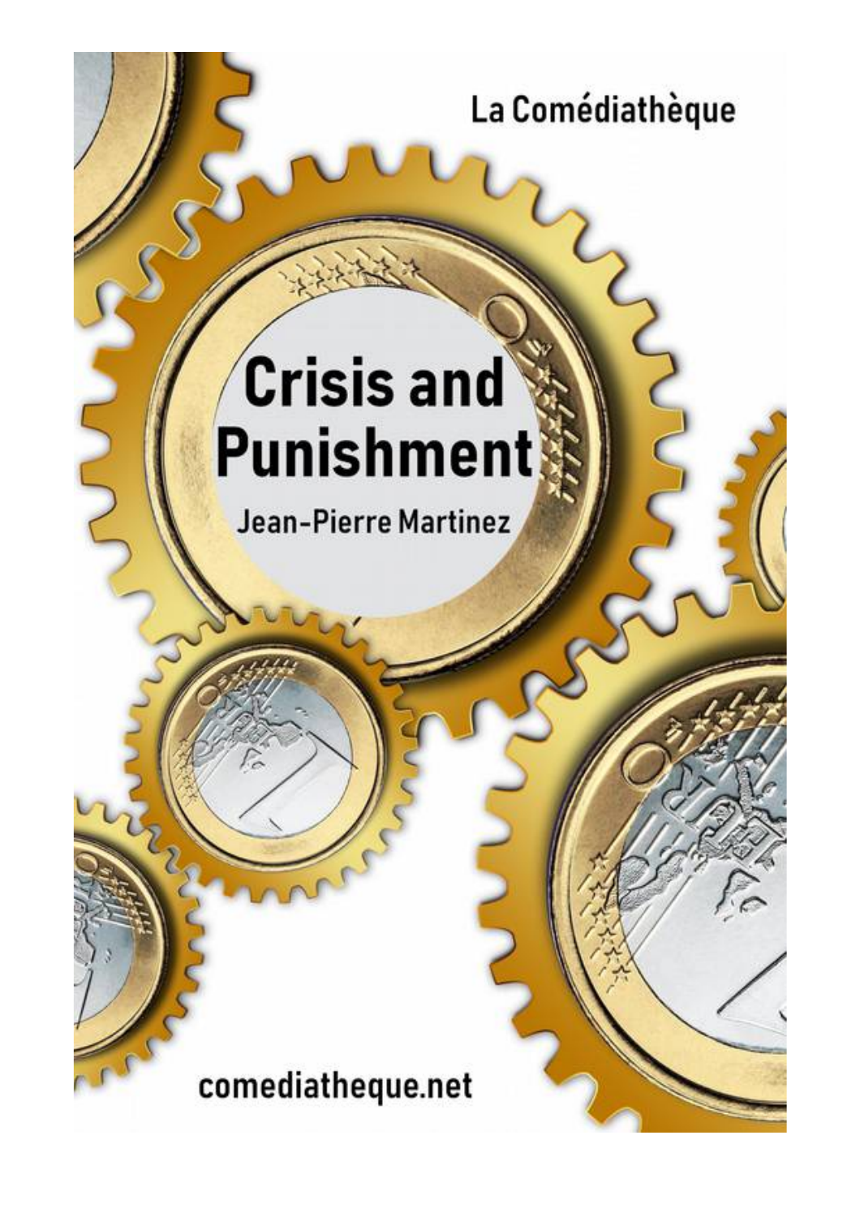La Comédiathèque

# Crisis and Punishment

Jean-Pierre Martinez

comediatheque.net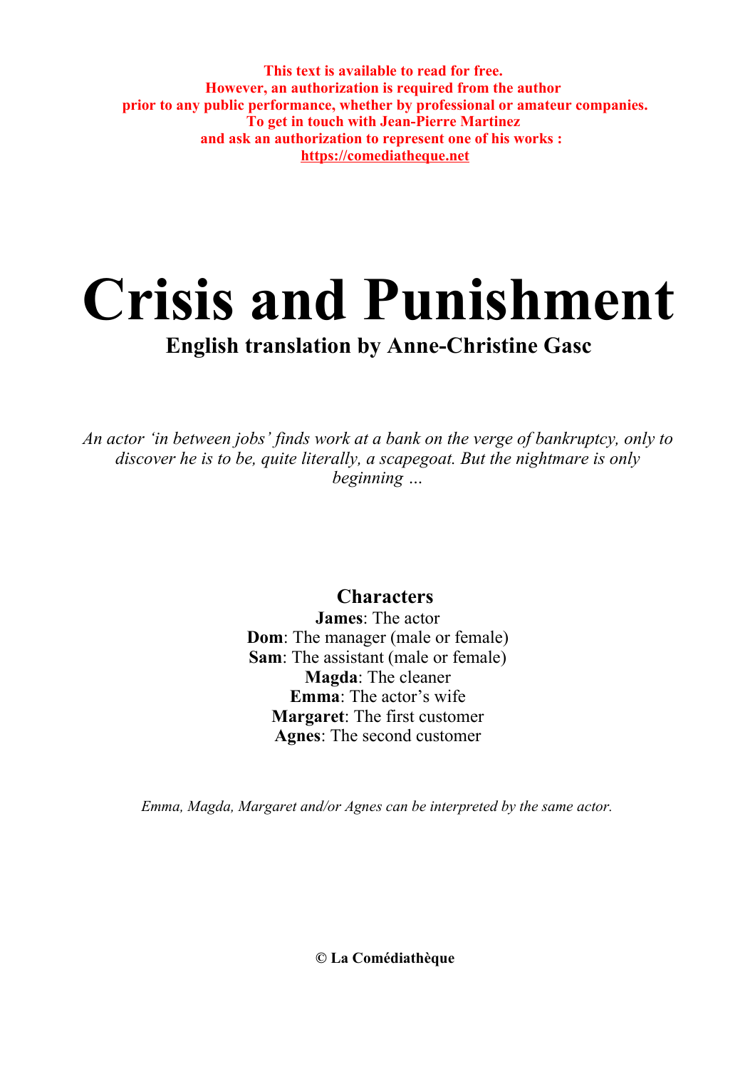**This text is available to read for free.**
**However, an authorization is required from the author**
**prior to any public performance, whether by professional or amateur companies.**
**To get in touch with Jean-Pierre Martinez**
**and ask an authorization to represent one of his works :**
**https://comediatheque.net**

# Crisis and Punishment

## English translation by Anne-Christine Gasc

*An actor 'in between jobs' finds work at a bank on the verge of bankruptcy, only to discover he is to be, quite literally, a scapegoat. But the nightmare is only beginning …*

### Characters

**James**: The actor
**Dom**: The manager (male or female)
**Sam**: The assistant (male or female)
**Magda**: The cleaner
**Emma**: The actor's wife
**Margaret**: The first customer
**Agnes**: The second customer

*Emma, Magda, Margaret and/or Agnes can be interpreted by the same actor.*

**© La Comédiathèque**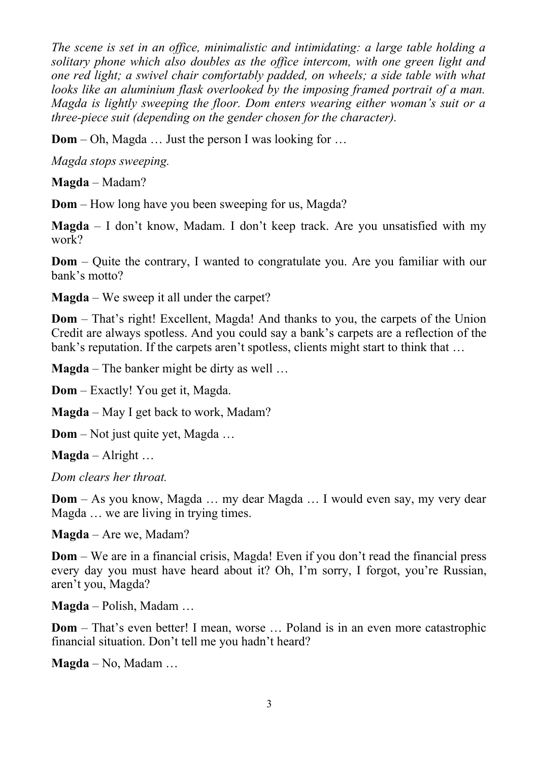*The scene is set in an office, minimalistic and intimidating: a large table holding a solitary phone which also doubles as the office intercom, with one green light and one red light; a swivel chair comfortably padded, on wheels; a side table with what looks like an aluminium flask overlooked by the imposing framed portrait of a man. Magda is lightly sweeping the floor. Dom enters wearing either woman's suit or a three-piece suit (depending on the gender chosen for the character).*

**Dom** – Oh, Magda … Just the person I was looking for …

*Magda stops sweeping.*

**Magda** – Madam?

**Dom** – How long have you been sweeping for us, Magda?

**Magda** – I don't know, Madam. I don't keep track. Are you unsatisfied with my work?

**Dom** – Quite the contrary, I wanted to congratulate you. Are you familiar with our bank's motto?

**Magda** – We sweep it all under the carpet?

**Dom** – That's right! Excellent, Magda! And thanks to you, the carpets of the Union Credit are always spotless. And you could say a bank's carpets are a reflection of the bank's reputation. If the carpets aren't spotless, clients might start to think that …

**Magda** – The banker might be dirty as well …

**Dom** – Exactly! You get it, Magda.

**Magda** – May I get back to work, Madam?

**Dom** – Not just quite yet, Magda …

**Magda** – Alright …

*Dom clears her throat.*

**Dom** – As you know, Magda … my dear Magda … I would even say, my very dear Magda … we are living in trying times.

**Magda** – Are we, Madam?

**Dom** – We are in a financial crisis, Magda! Even if you don't read the financial press every day you must have heard about it? Oh, I'm sorry, I forgot, you're Russian, aren't you, Magda?

**Magda** – Polish, Madam …

**Dom** – That's even better! I mean, worse … Poland is in an even more catastrophic financial situation. Don't tell me you hadn't heard?

**Magda** – No, Madam …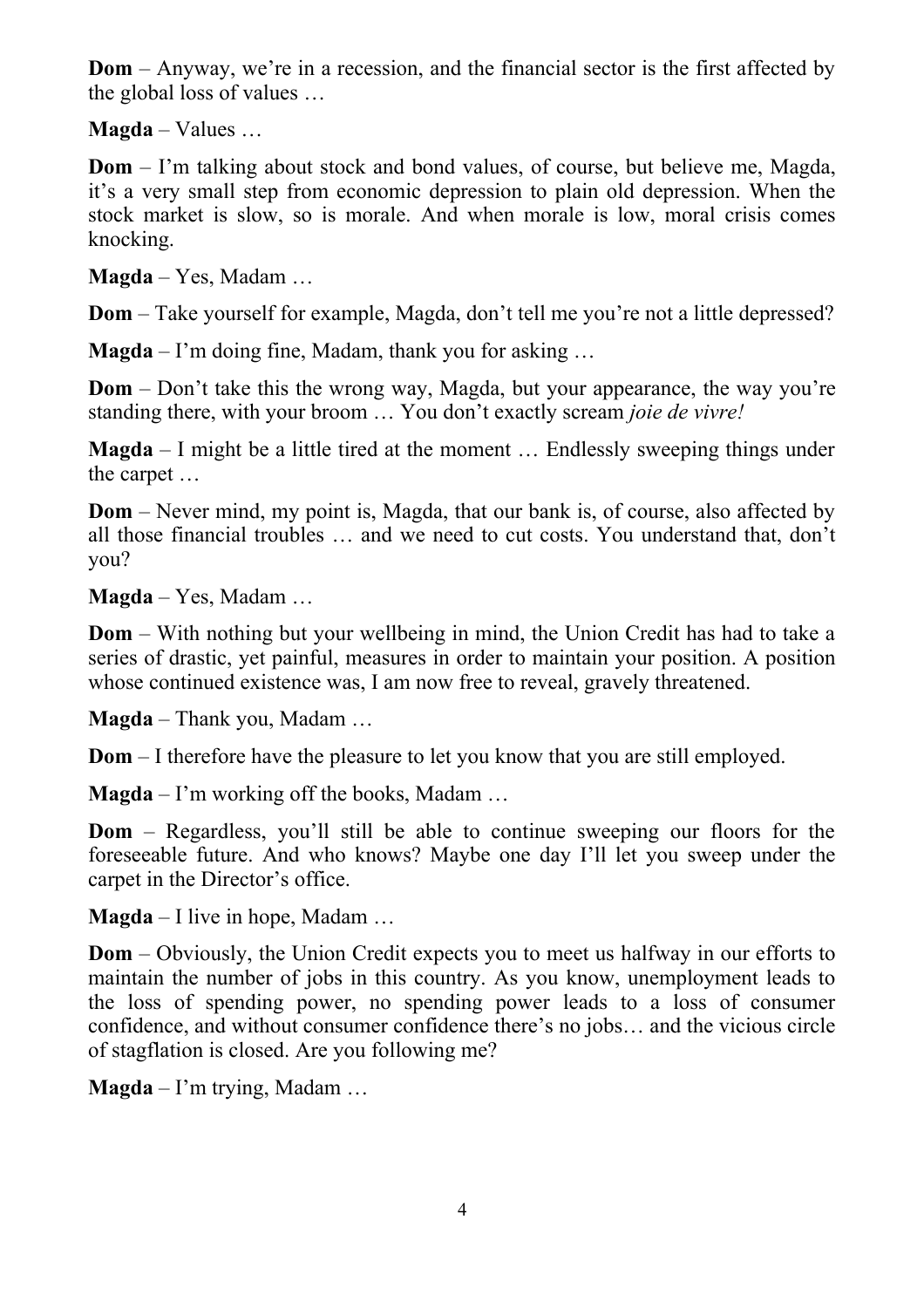**Dom** – Anyway, we're in a recession, and the financial sector is the first affected by the global loss of values …

**Magda** – Values …

**Dom** – I'm talking about stock and bond values, of course, but believe me, Magda, it's a very small step from economic depression to plain old depression. When the stock market is slow, so is morale. And when morale is low, moral crisis comes knocking.

**Magda** – Yes, Madam …

**Dom** – Take yourself for example, Magda, don't tell me you're not a little depressed?

**Magda** – I'm doing fine, Madam, thank you for asking …

**Dom** – Don't take this the wrong way, Magda, but your appearance, the way you're standing there, with your broom … You don't exactly scream *joie de vivre!*

**Magda** – I might be a little tired at the moment … Endlessly sweeping things under the carpet …

**Dom** – Never mind, my point is, Magda, that our bank is, of course, also affected by all those financial troubles … and we need to cut costs. You understand that, don't you?

**Magda** – Yes, Madam …

**Dom** – With nothing but your wellbeing in mind, the Union Credit has had to take a series of drastic, yet painful, measures in order to maintain your position. A position whose continued existence was, I am now free to reveal, gravely threatened.

**Magda** – Thank you, Madam …

**Dom** – I therefore have the pleasure to let you know that you are still employed.

**Magda** – I'm working off the books, Madam …

**Dom** – Regardless, you'll still be able to continue sweeping our floors for the foreseeable future. And who knows? Maybe one day I'll let you sweep under the carpet in the Director's office.

**Magda** – I live in hope, Madam …

**Dom** – Obviously, the Union Credit expects you to meet us halfway in our efforts to maintain the number of jobs in this country. As you know, unemployment leads to the loss of spending power, no spending power leads to a loss of consumer confidence, and without consumer confidence there's no jobs… and the vicious circle of stagflation is closed. Are you following me?

**Magda** – I'm trying, Madam …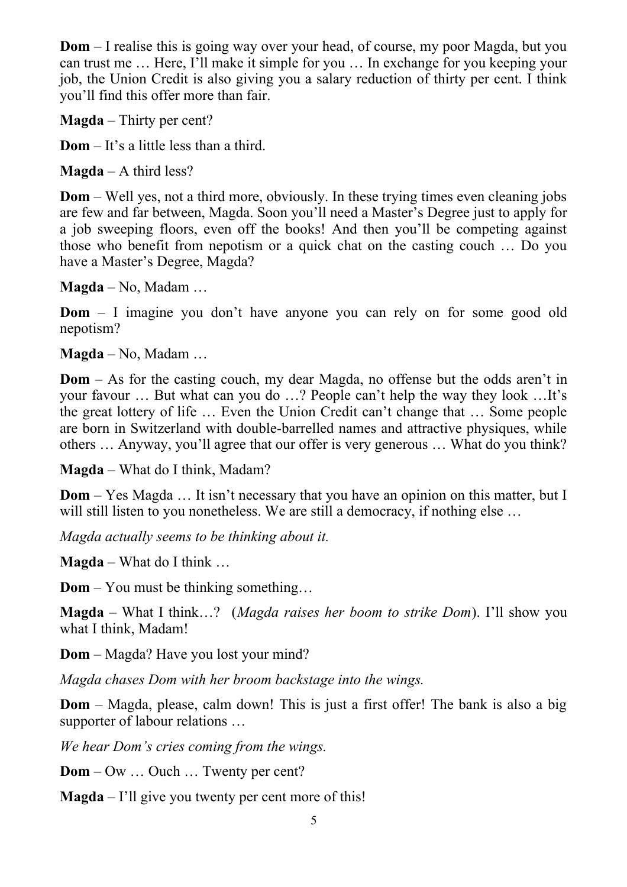**Dom** – I realise this is going way over your head, of course, my poor Magda, but you can trust me … Here, I'll make it simple for you … In exchange for you keeping your job, the Union Credit is also giving you a salary reduction of thirty per cent. I think you'll find this offer more than fair.

**Magda** – Thirty per cent?

**Dom** – It's a little less than a third.

**Magda** – A third less?

**Dom** – Well yes, not a third more, obviously. In these trying times even cleaning jobs are few and far between, Magda. Soon you'll need a Master's Degree just to apply for a job sweeping floors, even off the books! And then you'll be competing against those who benefit from nepotism or a quick chat on the casting couch … Do you have a Master's Degree, Magda?

**Magda** – No, Madam …

**Dom** – I imagine you don't have anyone you can rely on for some good old nepotism?

**Magda** – No, Madam …

**Dom** – As for the casting couch, my dear Magda, no offense but the odds aren't in your favour … But what can you do …? People can't help the way they look …It's the great lottery of life … Even the Union Credit can't change that … Some people are born in Switzerland with double-barrelled names and attractive physiques, while others … Anyway, you'll agree that our offer is very generous … What do you think?

**Magda** – What do I think, Madam?

**Dom** – Yes Magda … It isn't necessary that you have an opinion on this matter, but I will still listen to you nonetheless. We are still a democracy, if nothing else …

*Magda actually seems to be thinking about it.*

**Magda** – What do I think …

**Dom** – You must be thinking something…

**Magda** – What I think…? (*Magda raises her boom to strike Dom*). I'll show you what I think, Madam!

**Dom** – Magda? Have you lost your mind?

*Magda chases Dom with her broom backstage into the wings.*

**Dom** – Magda, please, calm down! This is just a first offer! The bank is also a big supporter of labour relations …

*We hear Dom's cries coming from the wings.*

**Dom** – Ow … Ouch … Twenty per cent?

**Magda** – I'll give you twenty per cent more of this!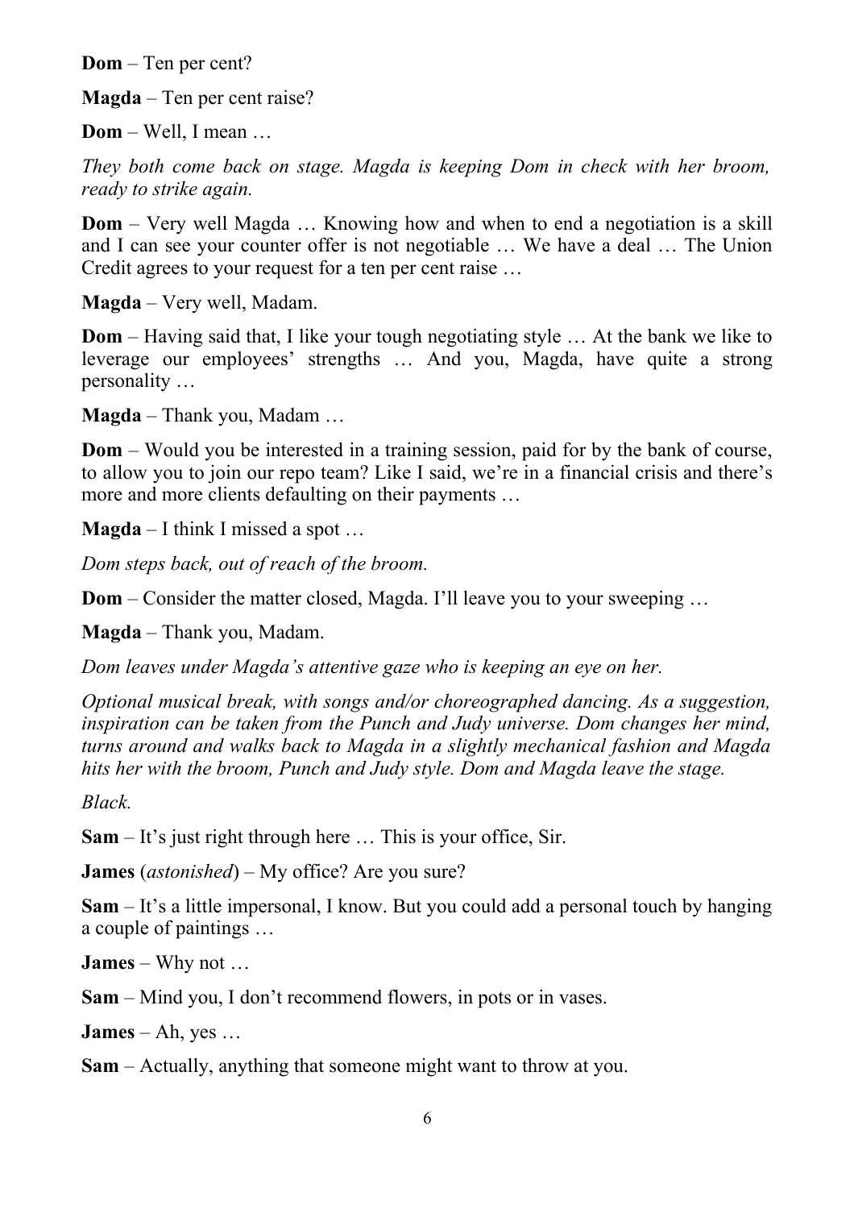**Dom** – Ten per cent?

**Magda** – Ten per cent raise?

**Dom** – Well, I mean …

*They both come back on stage. Magda is keeping Dom in check with her broom, ready to strike again.*

**Dom** – Very well Magda … Knowing how and when to end a negotiation is a skill and I can see your counter offer is not negotiable … We have a deal … The Union Credit agrees to your request for a ten per cent raise …

**Magda** – Very well, Madam.

**Dom** – Having said that, I like your tough negotiating style … At the bank we like to leverage our employees' strengths … And you, Magda, have quite a strong personality …

**Magda** – Thank you, Madam …

**Dom** – Would you be interested in a training session, paid for by the bank of course, to allow you to join our repo team? Like I said, we're in a financial crisis and there's more and more clients defaulting on their payments …

**Magda** – I think I missed a spot …

*Dom steps back, out of reach of the broom.*

**Dom** – Consider the matter closed, Magda. I'll leave you to your sweeping …

**Magda** – Thank you, Madam.

*Dom leaves under Magda's attentive gaze who is keeping an eye on her.*

*Optional musical break, with songs and/or choreographed dancing. As a suggestion, inspiration can be taken from the Punch and Judy universe. Dom changes her mind, turns around and walks back to Magda in a slightly mechanical fashion and Magda hits her with the broom, Punch and Judy style. Dom and Magda leave the stage.*

*Black.*

**Sam** – It's just right through here … This is your office, Sir.

**James** (*astonished*) – My office? Are you sure?

**Sam** – It's a little impersonal, I know. But you could add a personal touch by hanging a couple of paintings …

**James** – Why not …

**Sam** – Mind you, I don't recommend flowers, in pots or in vases.

**James** – Ah, yes …

**Sam** – Actually, anything that someone might want to throw at you.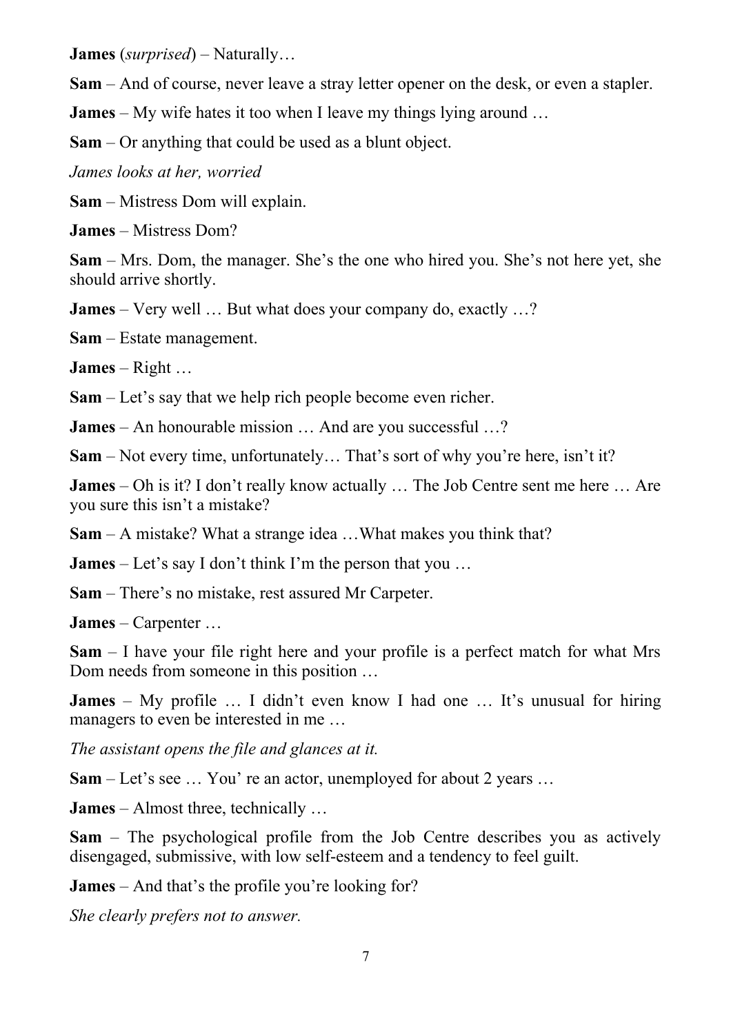**James** (*surprised*) – Naturally…

**Sam** – And of course, never leave a stray letter opener on the desk, or even a stapler.

**James** – My wife hates it too when I leave my things lying around …

**Sam** – Or anything that could be used as a blunt object.

*James looks at her, worried*

**Sam** – Mistress Dom will explain.

**James** – Mistress Dom?

**Sam** – Mrs. Dom, the manager. She's the one who hired you. She's not here yet, she should arrive shortly.

**James** – Very well … But what does your company do, exactly …?

**Sam** – Estate management.

**James** – Right …

**Sam** – Let's say that we help rich people become even richer.

**James** – An honourable mission … And are you successful …?

**Sam** – Not every time, unfortunately… That's sort of why you're here, isn't it?

**James** – Oh is it? I don't really know actually … The Job Centre sent me here … Are you sure this isn't a mistake?

**Sam** – A mistake? What a strange idea …What makes you think that?

**James** – Let's say I don't think I'm the person that you …

**Sam** – There's no mistake, rest assured Mr Carpeter.

**James** – Carpenter …

**Sam** – I have your file right here and your profile is a perfect match for what Mrs Dom needs from someone in this position …

**James** – My profile … I didn't even know I had one … It's unusual for hiring managers to even be interested in me …

*The assistant opens the file and glances at it.*

**Sam** – Let's see … You' re an actor, unemployed for about 2 years …

**James** – Almost three, technically …

**Sam** – The psychological profile from the Job Centre describes you as actively disengaged, submissive, with low self-esteem and a tendency to feel guilt.

**James** – And that's the profile you're looking for?

*She clearly prefers not to answer.*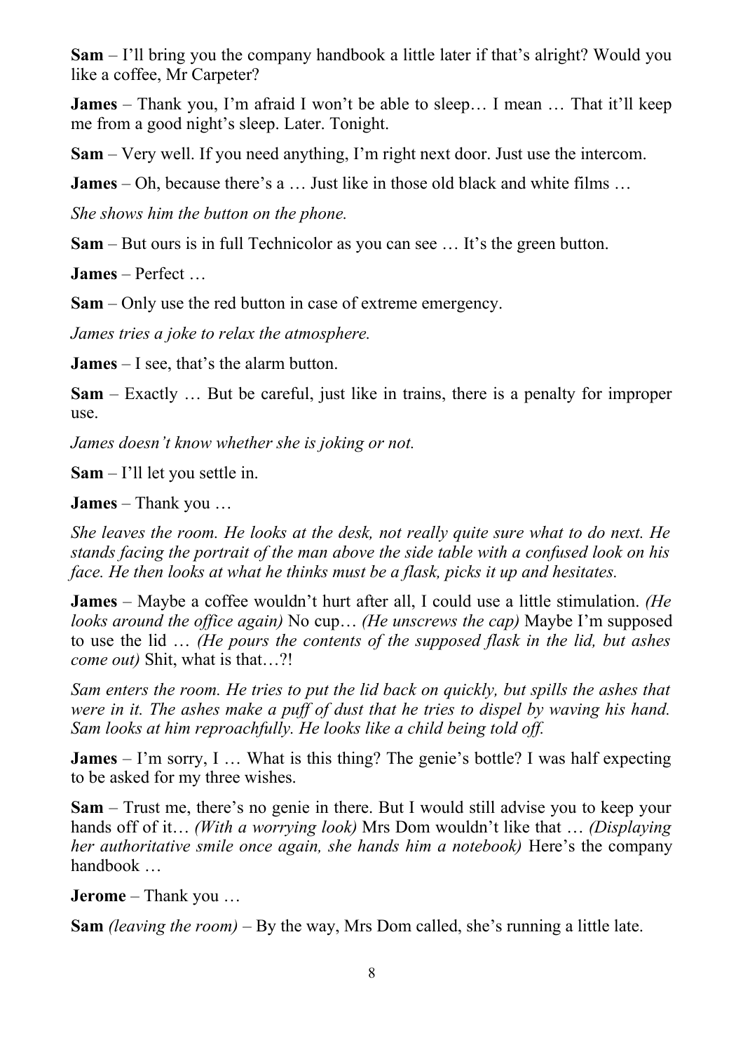**Sam** – I'll bring you the company handbook a little later if that's alright? Would you like a coffee, Mr Carpeter?

**James** – Thank you, I'm afraid I won't be able to sleep… I mean … That it'll keep me from a good night's sleep. Later. Tonight.

**Sam** – Very well. If you need anything, I'm right next door. Just use the intercom.

**James** – Oh, because there's a … Just like in those old black and white films …

*She shows him the button on the phone.*

**Sam** – But ours is in full Technicolor as you can see … It's the green button.

**James** – Perfect …

**Sam** – Only use the red button in case of extreme emergency.

*James tries a joke to relax the atmosphere.*

**James** – I see, that's the alarm button.

**Sam** – Exactly … But be careful, just like in trains, there is a penalty for improper use.

*James doesn't know whether she is joking or not.*

**Sam** – I'll let you settle in.

**James** – Thank you …

*She leaves the room. He looks at the desk, not really quite sure what to do next. He stands facing the portrait of the man above the side table with a confused look on his face. He then looks at what he thinks must be a flask, picks it up and hesitates.*

**James** – Maybe a coffee wouldn't hurt after all, I could use a little stimulation. *(He looks around the office again)* No cup… *(He unscrews the cap)* Maybe I'm supposed to use the lid … *(He pours the contents of the supposed flask in the lid, but ashes come out)* Shit, what is that…?!

*Sam enters the room. He tries to put the lid back on quickly, but spills the ashes that were in it. The ashes make a puff of dust that he tries to dispel by waving his hand. Sam looks at him reproachfully. He looks like a child being told off.*

**James** – I'm sorry, I … What is this thing? The genie's bottle? I was half expecting to be asked for my three wishes.

**Sam** – Trust me, there's no genie in there. But I would still advise you to keep your hands off of it… *(With a worrying look)* Mrs Dom wouldn't like that … *(Displaying her authoritative smile once again, she hands him a notebook)* Here's the company handbook …

**Jerome** – Thank you …

**Sam** *(leaving the room)* – By the way, Mrs Dom called, she's running a little late.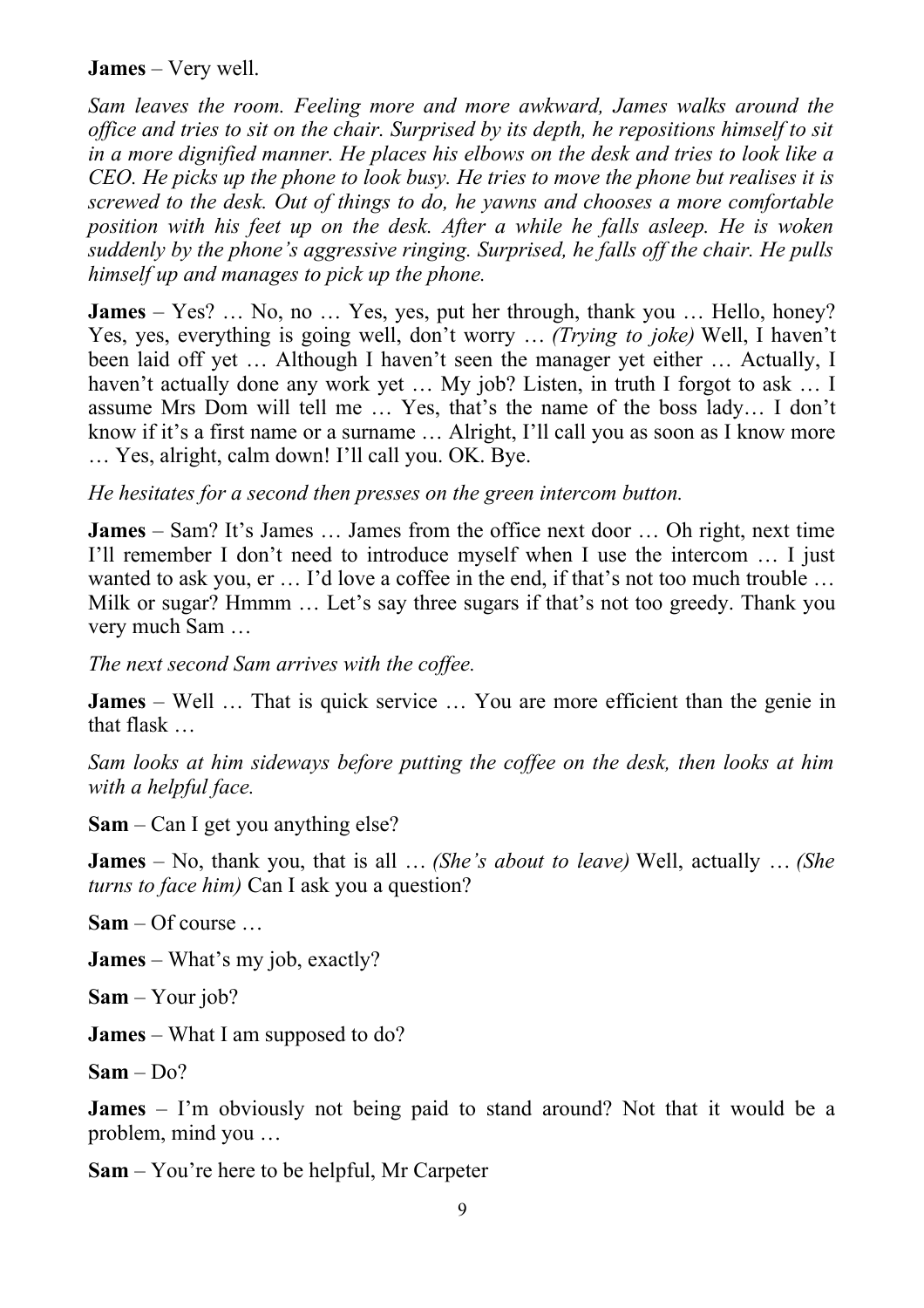**James** – Very well.

*Sam leaves the room. Feeling more and more awkward, James walks around the office and tries to sit on the chair. Surprised by its depth, he repositions himself to sit in a more dignified manner. He places his elbows on the desk and tries to look like a CEO. He picks up the phone to look busy. He tries to move the phone but realises it is screwed to the desk. Out of things to do, he yawns and chooses a more comfortable position with his feet up on the desk. After a while he falls asleep. He is woken suddenly by the phone's aggressive ringing. Surprised, he falls off the chair. He pulls himself up and manages to pick up the phone.*

**James** – Yes? … No, no … Yes, yes, put her through, thank you … Hello, honey? Yes, yes, everything is going well, don't worry … *(Trying to joke)* Well, I haven't been laid off yet … Although I haven't seen the manager yet either … Actually, I haven't actually done any work yet … My job? Listen, in truth I forgot to ask … I assume Mrs Dom will tell me … Yes, that's the name of the boss lady… I don't know if it's a first name or a surname … Alright, I'll call you as soon as I know more … Yes, alright, calm down! I'll call you. OK. Bye.

*He hesitates for a second then presses on the green intercom button.*

**James** – Sam? It's James … James from the office next door … Oh right, next time I'll remember I don't need to introduce myself when I use the intercom … I just wanted to ask you, er … I'd love a coffee in the end, if that's not too much trouble … Milk or sugar? Hmmm … Let's say three sugars if that's not too greedy. Thank you very much Sam …

*The next second Sam arrives with the coffee.*

**James** – Well … That is quick service … You are more efficient than the genie in that flask …

*Sam looks at him sideways before putting the coffee on the desk, then looks at him with a helpful face.*

**Sam** – Can I get you anything else?

**James** – No, thank you, that is all … *(She's about to leave)* Well, actually … *(She turns to face him)* Can I ask you a question?

**Sam** – Of course …

**James** – What's my job, exactly?

**Sam** – Your job?

**James** – What I am supposed to do?

**Sam** – Do?

**James** – I'm obviously not being paid to stand around? Not that it would be a problem, mind you …

**Sam** – You're here to be helpful, Mr Carpeter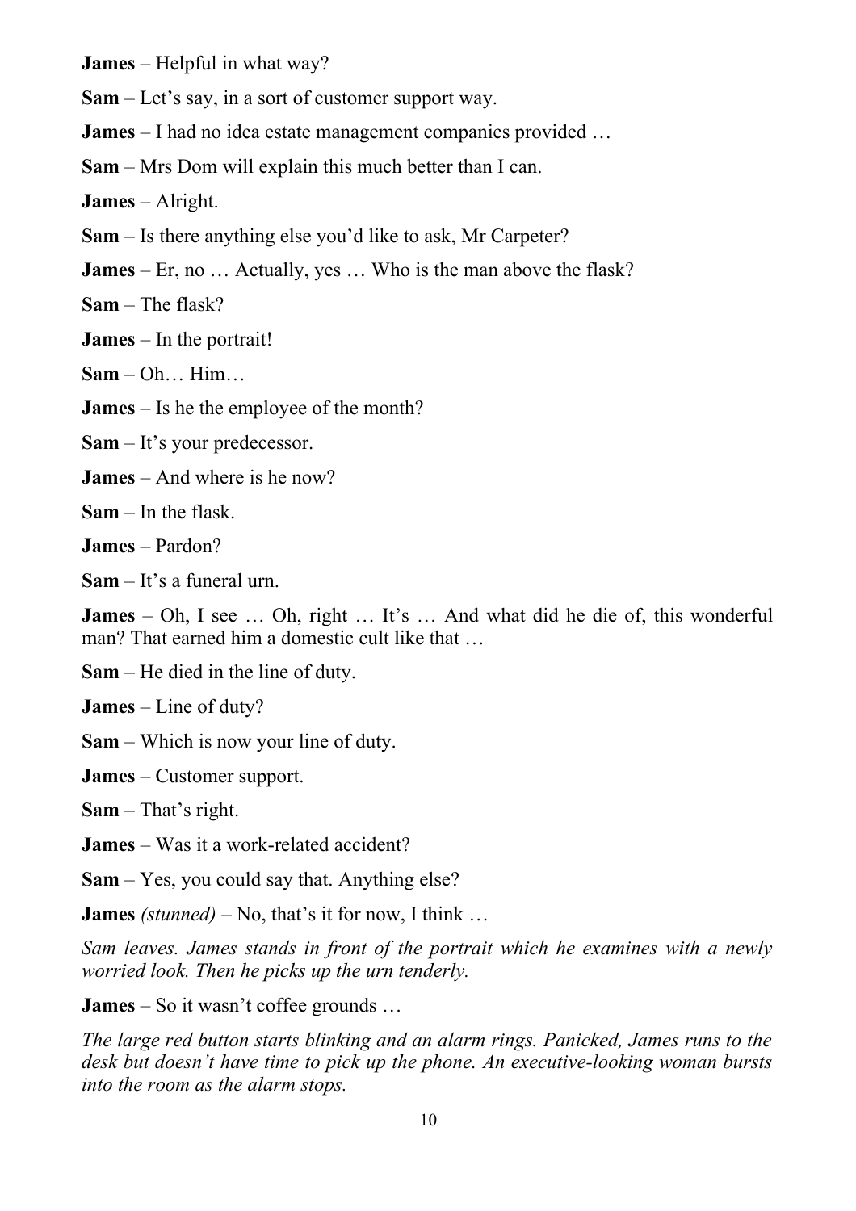**James** – Helpful in what way?

**Sam** – Let's say, in a sort of customer support way.

**James** – I had no idea estate management companies provided …

**Sam** – Mrs Dom will explain this much better than I can.

**James** – Alright.

**Sam** – Is there anything else you'd like to ask, Mr Carpeter?

**James** – Er, no … Actually, yes … Who is the man above the flask?

**Sam** – The flask?

**James** – In the portrait!

**Sam** – Oh… Him…

**James** – Is he the employee of the month?

**Sam** – It's your predecessor.

**James** – And where is he now?

**Sam** – In the flask.

**James** – Pardon?

**Sam** – It's a funeral urn.

**James** – Oh, I see … Oh, right … It's … And what did he die of, this wonderful man? That earned him a domestic cult like that …

**Sam** – He died in the line of duty.

**James** – Line of duty?

**Sam** – Which is now your line of duty.

**James** – Customer support.

**Sam** – That's right.

**James** – Was it a work-related accident?

**Sam** – Yes, you could say that. Anything else?

**James** *(stunned)* – No, that's it for now, I think …

*Sam leaves. James stands in front of the portrait which he examines with a newly worried look. Then he picks up the urn tenderly.*

**James** – So it wasn't coffee grounds …

*The large red button starts blinking and an alarm rings. Panicked, James runs to the desk but doesn't have time to pick up the phone. An executive-looking woman bursts into the room as the alarm stops.*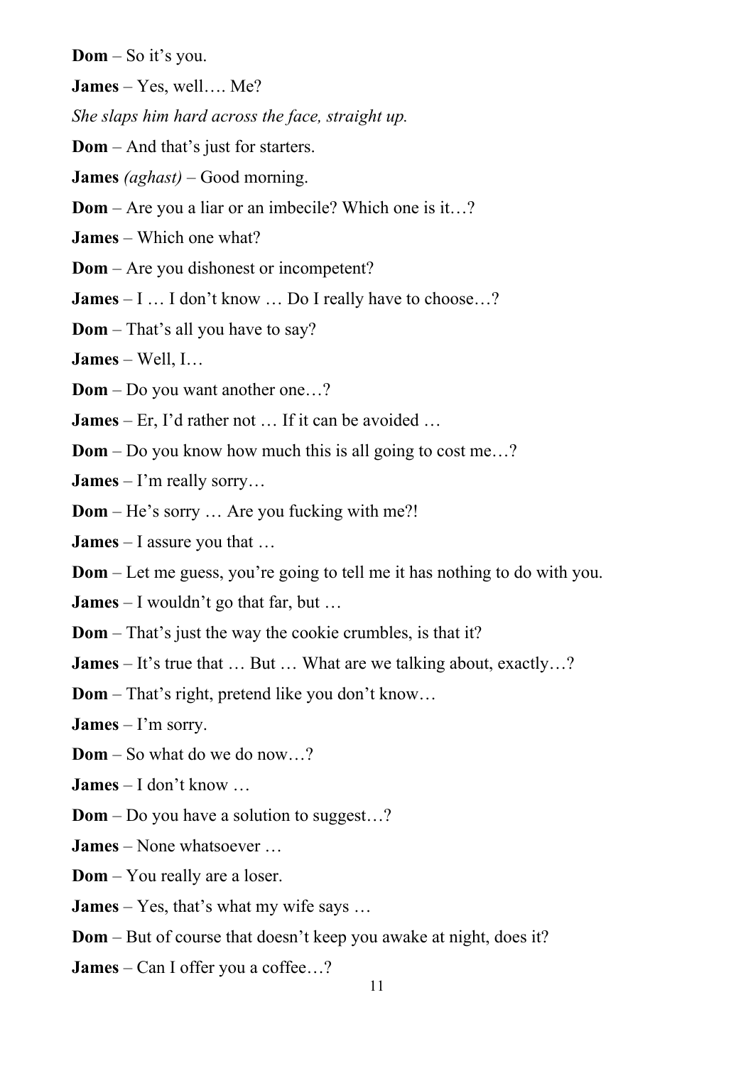**Dom** – So it's you.

**James** – Yes, well…. Me?

*She slaps him hard across the face, straight up.*

**Dom** – And that's just for starters.

**James** *(aghast)* – Good morning.

**Dom** – Are you a liar or an imbecile? Which one is it…?

**James** – Which one what?

**Dom** – Are you dishonest or incompetent?

**James** – I … I don't know … Do I really have to choose…?

**Dom** – That's all you have to say?

**James** – Well, I…

**Dom** – Do you want another one…?

**James** – Er, I'd rather not … If it can be avoided …

**Dom** – Do you know how much this is all going to cost me…?

**James** – I'm really sorry…

**Dom** – He's sorry … Are you fucking with me?!

**James** – I assure you that …

**Dom** – Let me guess, you're going to tell me it has nothing to do with you.

**James** – I wouldn't go that far, but …

**Dom** – That's just the way the cookie crumbles, is that it?

**James** – It's true that … But … What are we talking about, exactly…?

**Dom** – That's right, pretend like you don't know…

**James** – I'm sorry.

**Dom** – So what do we do now…?

**James** – I don't know …

**Dom** – Do you have a solution to suggest…?

**James** – None whatsoever …

**Dom** – You really are a loser.

**James** – Yes, that's what my wife says …

**Dom** – But of course that doesn't keep you awake at night, does it?

**James** – Can I offer you a coffee…?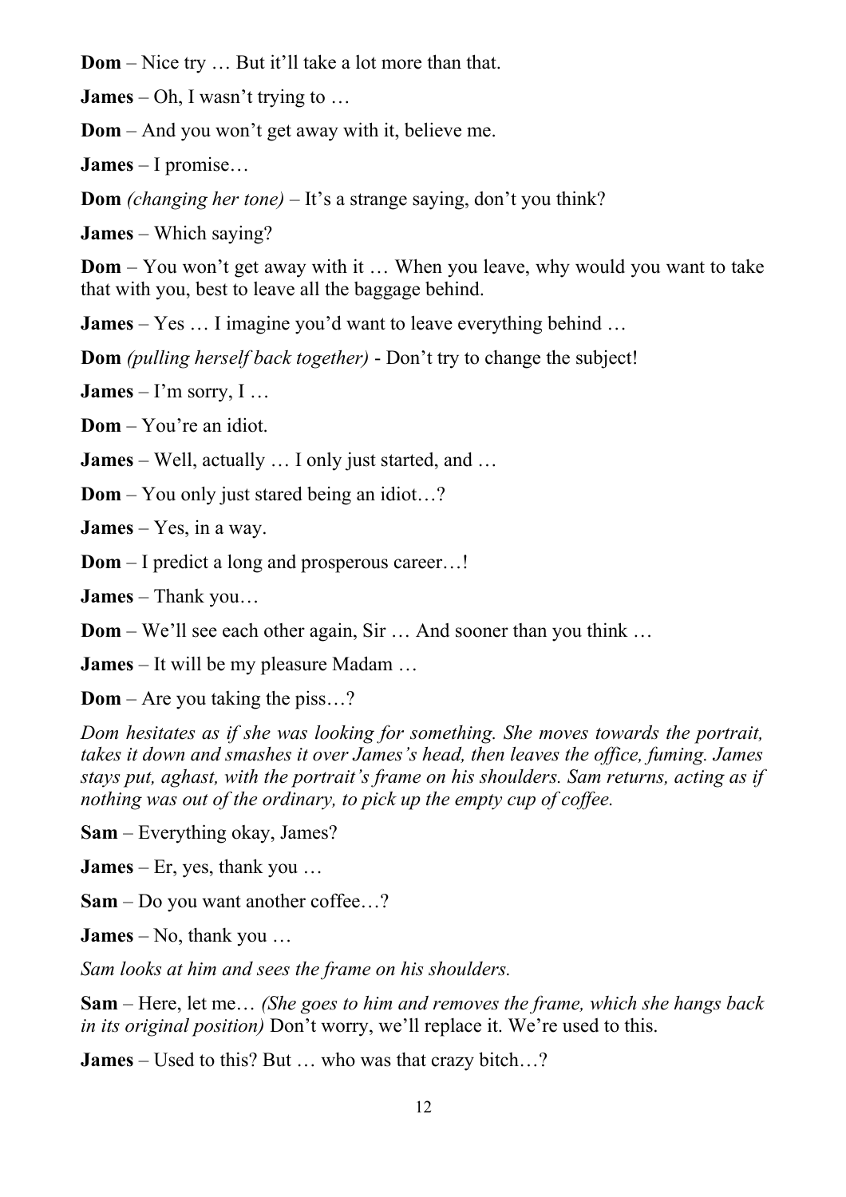**Dom** – Nice try … But it'll take a lot more than that.

**James** – Oh, I wasn't trying to …

**Dom** – And you won't get away with it, believe me.

**James** – I promise…

**Dom** *(changing her tone)* – It's a strange saying, don't you think?

**James** – Which saying?

**Dom** – You won't get away with it … When you leave, why would you want to take that with you, best to leave all the baggage behind.

**James** – Yes … I imagine you'd want to leave everything behind …

**Dom** *(pulling herself back together)* - Don't try to change the subject!

**James** – I'm sorry, I …

**Dom** – You're an idiot.

**James** – Well, actually … I only just started, and …

**Dom** – You only just stared being an idiot…?

**James** – Yes, in a way.

**Dom** – I predict a long and prosperous career…!

**James** – Thank you…

**Dom** – We'll see each other again, Sir … And sooner than you think …

**James** – It will be my pleasure Madam …

**Dom** – Are you taking the piss…?

*Dom hesitates as if she was looking for something. She moves towards the portrait, takes it down and smashes it over James's head, then leaves the office, fuming. James stays put, aghast, with the portrait's frame on his shoulders. Sam returns, acting as if nothing was out of the ordinary, to pick up the empty cup of coffee.*

**Sam** – Everything okay, James?

**James** – Er, yes, thank you …

**Sam** – Do you want another coffee…?

**James** – No, thank you …

*Sam looks at him and sees the frame on his shoulders.*

**Sam** – Here, let me… *(She goes to him and removes the frame, which she hangs back in its original position)* Don't worry, we'll replace it. We're used to this.

**James** – Used to this? But … who was that crazy bitch…?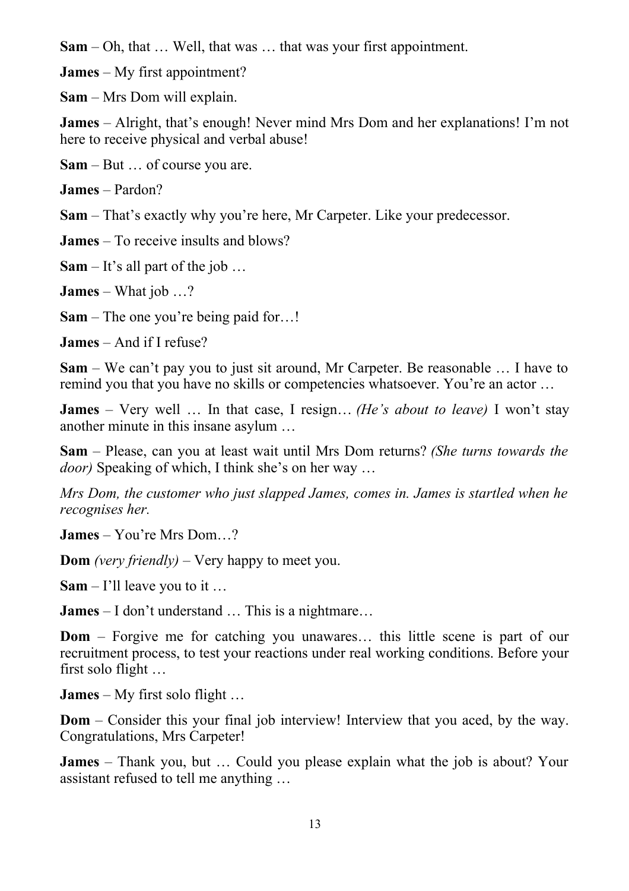**Sam** – Oh, that … Well, that was … that was your first appointment.

**James** – My first appointment?

**Sam** – Mrs Dom will explain.

**James** – Alright, that's enough! Never mind Mrs Dom and her explanations! I'm not here to receive physical and verbal abuse!

**Sam** – But … of course you are.

**James** – Pardon?

**Sam** – That's exactly why you're here, Mr Carpeter. Like your predecessor.

**James** – To receive insults and blows?

**Sam** – It's all part of the job …

**James** – What job …?

**Sam** – The one you're being paid for…!

**James** – And if I refuse?

**Sam** – We can't pay you to just sit around, Mr Carpeter. Be reasonable … I have to remind you that you have no skills or competencies whatsoever. You're an actor …

**James** – Very well … In that case, I resign… *(He's about to leave)* I won't stay another minute in this insane asylum …

**Sam** – Please, can you at least wait until Mrs Dom returns? *(She turns towards the door)* Speaking of which, I think she's on her way …

*Mrs Dom, the customer who just slapped James, comes in. James is startled when he recognises her.*

**James** – You're Mrs Dom…?

**Dom** *(very friendly)* – Very happy to meet you.

**Sam** – I'll leave you to it …

**James** – I don't understand … This is a nightmare…

**Dom** – Forgive me for catching you unawares… this little scene is part of our recruitment process, to test your reactions under real working conditions. Before your first solo flight …

**James** – My first solo flight …

**Dom** – Consider this your final job interview! Interview that you aced, by the way. Congratulations, Mrs Carpeter!

**James** – Thank you, but … Could you please explain what the job is about? Your assistant refused to tell me anything …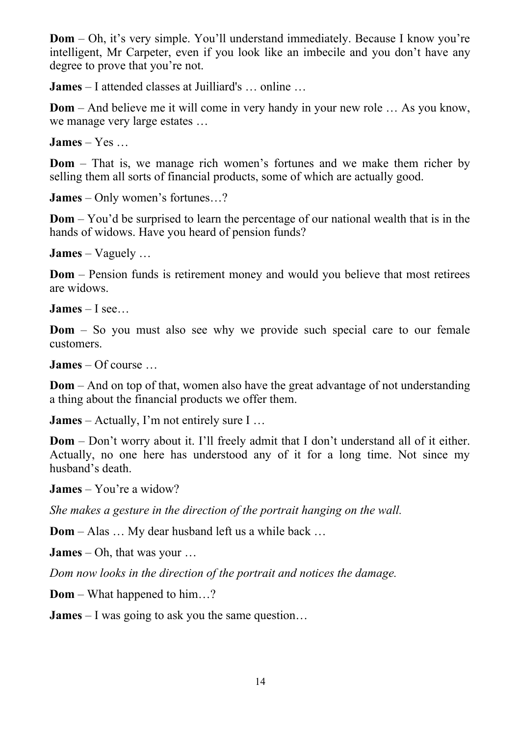**Dom** – Oh, it's very simple. You'll understand immediately. Because I know you're intelligent, Mr Carpeter, even if you look like an imbecile and you don't have any degree to prove that you're not.

**James** – I attended classes at Juilliard's … online …

**Dom** – And believe me it will come in very handy in your new role … As you know, we manage very large estates …

**James** – Yes …

**Dom** – That is, we manage rich women's fortunes and we make them richer by selling them all sorts of financial products, some of which are actually good.

**James** – Only women's fortunes…?

**Dom** – You'd be surprised to learn the percentage of our national wealth that is in the hands of widows. Have you heard of pension funds?

**James** – Vaguely …

**Dom** – Pension funds is retirement money and would you believe that most retirees are widows.

**James** – I see…

**Dom** – So you must also see why we provide such special care to our female customers.

**James** – Of course …

**Dom** – And on top of that, women also have the great advantage of not understanding a thing about the financial products we offer them.

**James** – Actually, I'm not entirely sure I …

**Dom** – Don't worry about it. I'll freely admit that I don't understand all of it either. Actually, no one here has understood any of it for a long time. Not since my husband's death.

**James** – You're a widow?

*She makes a gesture in the direction of the portrait hanging on the wall.*

**Dom** – Alas … My dear husband left us a while back …

**James** – Oh, that was your …

*Dom now looks in the direction of the portrait and notices the damage.*

**Dom** – What happened to him…?

**James** – I was going to ask you the same question…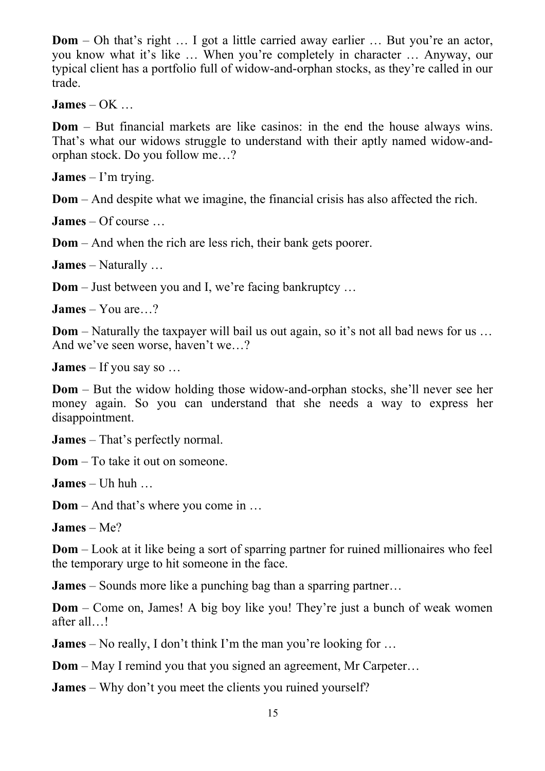**Dom** – Oh that's right … I got a little carried away earlier … But you're an actor, you know what it's like … When you're completely in character … Anyway, our typical client has a portfolio full of widow-and-orphan stocks, as they're called in our trade.

**James** – OK …

**Dom** – But financial markets are like casinos: in the end the house always wins. That's what our widows struggle to understand with their aptly named widow-and-orphan stock. Do you follow me…?

**James** – I'm trying.

**Dom** – And despite what we imagine, the financial crisis has also affected the rich.

**James** – Of course …

**Dom** – And when the rich are less rich, their bank gets poorer.

**James** – Naturally …

**Dom** – Just between you and I, we're facing bankruptcy …

**James** – You are…?

**Dom** – Naturally the taxpayer will bail us out again, so it's not all bad news for us … And we've seen worse, haven't we…?

**James** – If you say so …

**Dom** – But the widow holding those widow-and-orphan stocks, she'll never see her money again. So you can understand that she needs a way to express her disappointment.

**James** – That's perfectly normal.

**Dom** – To take it out on someone.

**James** – Uh huh …

**Dom** – And that's where you come in …

**James** – Me?

**Dom** – Look at it like being a sort of sparring partner for ruined millionaires who feel the temporary urge to hit someone in the face.

**James** – Sounds more like a punching bag than a sparring partner…

**Dom** – Come on, James! A big boy like you! They're just a bunch of weak women after all…!

**James** – No really, I don't think I'm the man you're looking for …

**Dom** – May I remind you that you signed an agreement, Mr Carpeter…

**James** – Why don't you meet the clients you ruined yourself?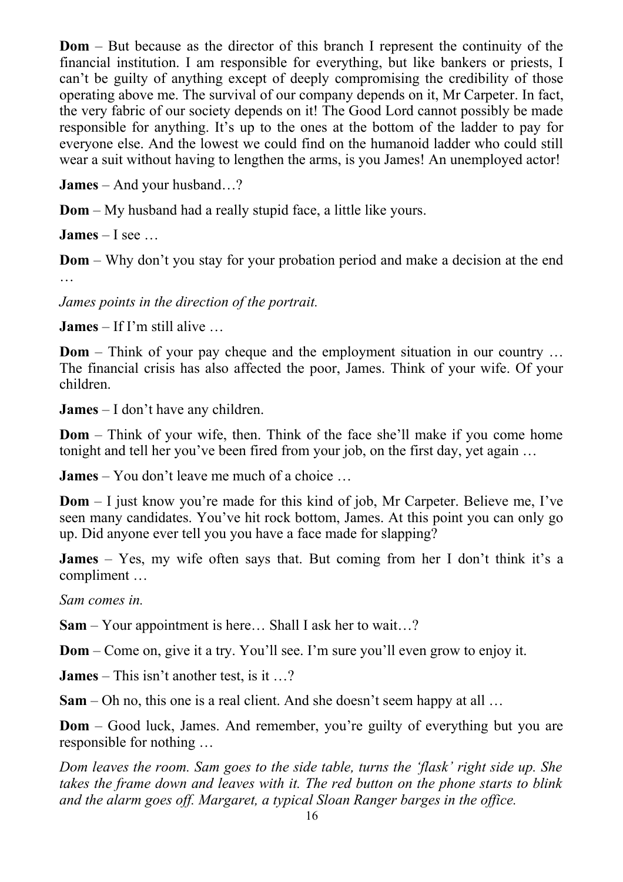**Dom** – But because as the director of this branch I represent the continuity of the financial institution. I am responsible for everything, but like bankers or priests, I can't be guilty of anything except of deeply compromising the credibility of those operating above me. The survival of our company depends on it, Mr Carpeter. In fact, the very fabric of our society depends on it! The Good Lord cannot possibly be made responsible for anything. It's up to the ones at the bottom of the ladder to pay for everyone else. And the lowest we could find on the humanoid ladder who could still wear a suit without having to lengthen the arms, is you James! An unemployed actor!

**James** – And your husband…?

**Dom** – My husband had a really stupid face, a little like yours.

**James** – I see …

**Dom** – Why don't you stay for your probation period and make a decision at the end …

*James points in the direction of the portrait.*

**James** – If I'm still alive …

**Dom** – Think of your pay cheque and the employment situation in our country … The financial crisis has also affected the poor, James. Think of your wife. Of your children.

**James** – I don't have any children.

**Dom** – Think of your wife, then. Think of the face she'll make if you come home tonight and tell her you've been fired from your job, on the first day, yet again …

**James** – You don't leave me much of a choice …

**Dom** – I just know you're made for this kind of job, Mr Carpeter. Believe me, I've seen many candidates. You've hit rock bottom, James. At this point you can only go up. Did anyone ever tell you you have a face made for slapping?

**James** – Yes, my wife often says that. But coming from her I don't think it's a compliment …

*Sam comes in.*

**Sam** – Your appointment is here… Shall I ask her to wait…?

**Dom** – Come on, give it a try. You'll see. I'm sure you'll even grow to enjoy it.

**James** – This isn't another test, is it …?

**Sam** – Oh no, this one is a real client. And she doesn't seem happy at all …

**Dom** – Good luck, James. And remember, you're guilty of everything but you are responsible for nothing …

*Dom leaves the room. Sam goes to the side table, turns the 'flask' right side up. She takes the frame down and leaves with it. The red button on the phone starts to blink and the alarm goes off. Margaret, a typical Sloan Ranger barges in the office.*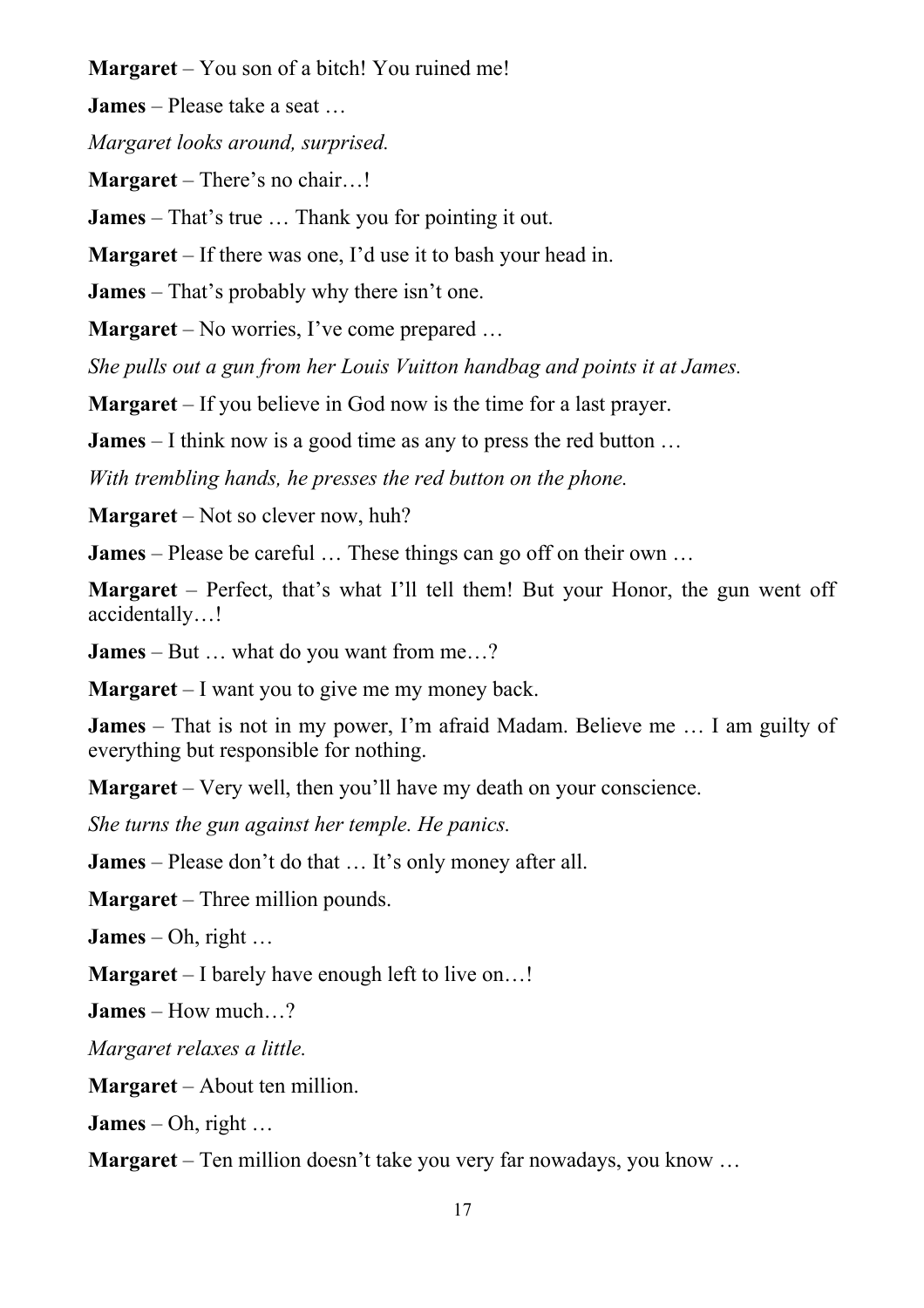**Margaret** – You son of a bitch! You ruined me!

**James** – Please take a seat …

*Margaret looks around, surprised.*

**Margaret** – There's no chair…!

**James** – That's true … Thank you for pointing it out.

**Margaret** – If there was one, I'd use it to bash your head in.

**James** – That's probably why there isn't one.

**Margaret** – No worries, I've come prepared …

*She pulls out a gun from her Louis Vuitton handbag and points it at James.*

**Margaret** – If you believe in God now is the time for a last prayer.

**James** – I think now is a good time as any to press the red button …

*With trembling hands, he presses the red button on the phone.*

**Margaret** – Not so clever now, huh?

**James** – Please be careful … These things can go off on their own …

**Margaret** – Perfect, that's what I'll tell them! But your Honor, the gun went off accidentally…!

**James** – But … what do you want from me…?

**Margaret** – I want you to give me my money back.

**James** – That is not in my power, I'm afraid Madam. Believe me … I am guilty of everything but responsible for nothing.

**Margaret** – Very well, then you'll have my death on your conscience.

*She turns the gun against her temple. He panics.*

**James** – Please don't do that … It's only money after all.

**Margaret** – Three million pounds.

**James** – Oh, right …

**Margaret** – I barely have enough left to live on…!

**James** – How much…?

*Margaret relaxes a little.*

**Margaret** – About ten million.

**James** – Oh, right …

**Margaret** – Ten million doesn't take you very far nowadays, you know …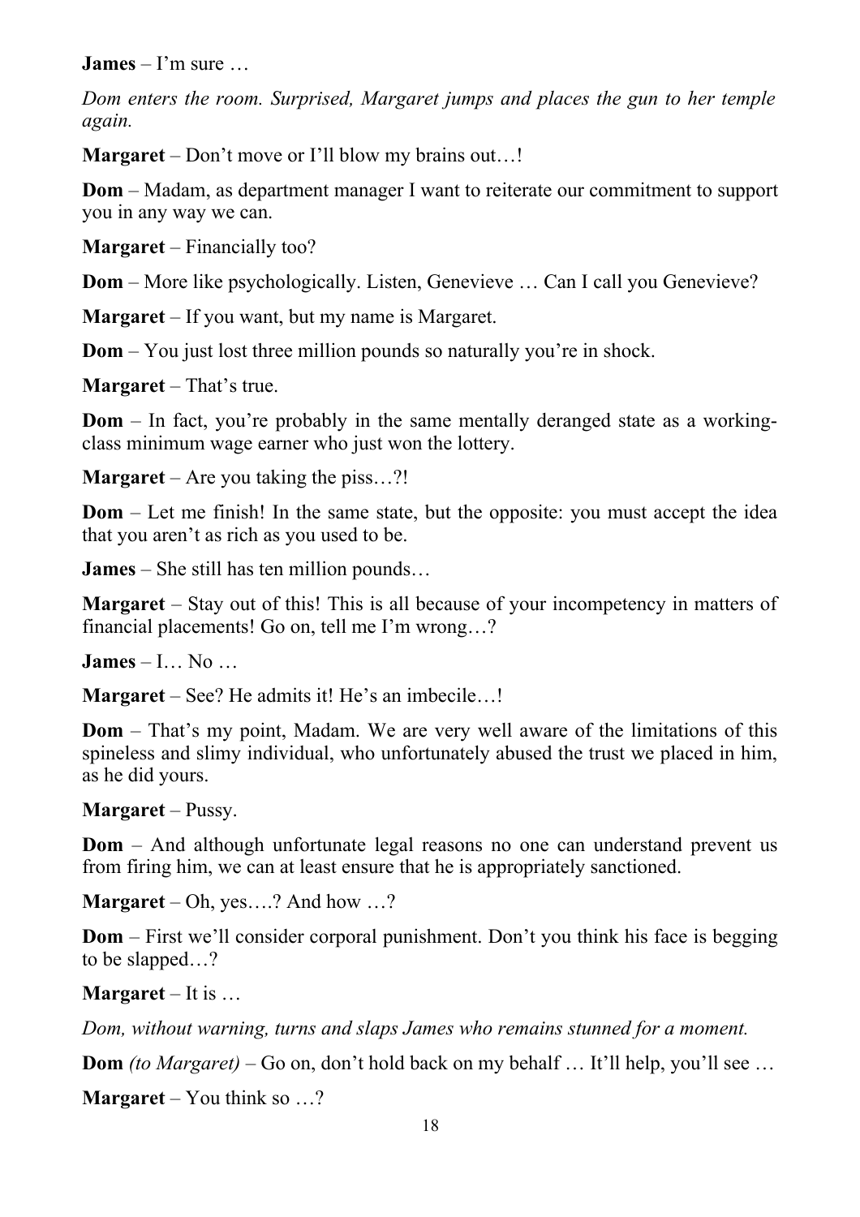**James** – I'm sure …

*Dom enters the room. Surprised, Margaret jumps and places the gun to her temple again.*

**Margaret** – Don't move or I'll blow my brains out…!

**Dom** – Madam, as department manager I want to reiterate our commitment to support you in any way we can.

**Margaret** – Financially too?

**Dom** – More like psychologically. Listen, Genevieve … Can I call you Genevieve?

**Margaret** – If you want, but my name is Margaret.

**Dom** – You just lost three million pounds so naturally you're in shock.

**Margaret** – That's true.

**Dom** – In fact, you're probably in the same mentally deranged state as a working-class minimum wage earner who just won the lottery.

**Margaret** – Are you taking the piss…?!

**Dom** – Let me finish! In the same state, but the opposite: you must accept the idea that you aren't as rich as you used to be.

**James** – She still has ten million pounds…

**Margaret** – Stay out of this! This is all because of your incompetency in matters of financial placements! Go on, tell me I'm wrong…?

**James** – I… No …

**Margaret** – See? He admits it! He's an imbecile…!

**Dom** – That's my point, Madam. We are very well aware of the limitations of this spineless and slimy individual, who unfortunately abused the trust we placed in him, as he did yours.

**Margaret** – Pussy.

**Dom** – And although unfortunate legal reasons no one can understand prevent us from firing him, we can at least ensure that he is appropriately sanctioned.

**Margaret** – Oh, yes….? And how …?

**Dom** – First we'll consider corporal punishment. Don't you think his face is begging to be slapped…?

**Margaret** – It is …

*Dom, without warning, turns and slaps James who remains stunned for a moment.*

**Dom** *(to Margaret)* – Go on, don't hold back on my behalf … It'll help, you'll see …

**Margaret** – You think so …?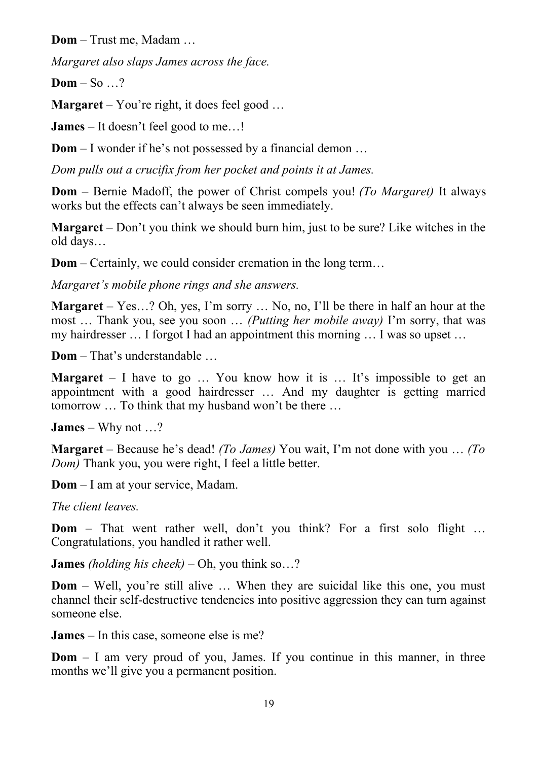**Dom** – Trust me, Madam …

*Margaret also slaps James across the face.*

**Dom** – So …?

**Margaret** – You're right, it does feel good …

**James** – It doesn't feel good to me…!

**Dom** – I wonder if he's not possessed by a financial demon …

*Dom pulls out a crucifix from her pocket and points it at James.*

**Dom** – Bernie Madoff, the power of Christ compels you! *(To Margaret)* It always works but the effects can't always be seen immediately.

**Margaret** – Don't you think we should burn him, just to be sure? Like witches in the old days…

**Dom** – Certainly, we could consider cremation in the long term…

*Margaret's mobile phone rings and she answers.*

**Margaret** – Yes…? Oh, yes, I'm sorry … No, no, I'll be there in half an hour at the most … Thank you, see you soon … *(Putting her mobile away)* I'm sorry, that was my hairdresser … I forgot I had an appointment this morning … I was so upset …

**Dom** – That's understandable …

**Margaret** – I have to go … You know how it is … It's impossible to get an appointment with a good hairdresser … And my daughter is getting married tomorrow … To think that my husband won't be there …

**James** – Why not …?

**Margaret** – Because he's dead! *(To James)* You wait, I'm not done with you … *(To Dom)* Thank you, you were right, I feel a little better.

**Dom** – I am at your service, Madam.

*The client leaves.*

**Dom** – That went rather well, don't you think? For a first solo flight … Congratulations, you handled it rather well.

**James** *(holding his cheek)* – Oh, you think so…?

**Dom** – Well, you're still alive … When they are suicidal like this one, you must channel their self-destructive tendencies into positive aggression they can turn against someone else.

**James** – In this case, someone else is me?

**Dom** – I am very proud of you, James. If you continue in this manner, in three months we'll give you a permanent position.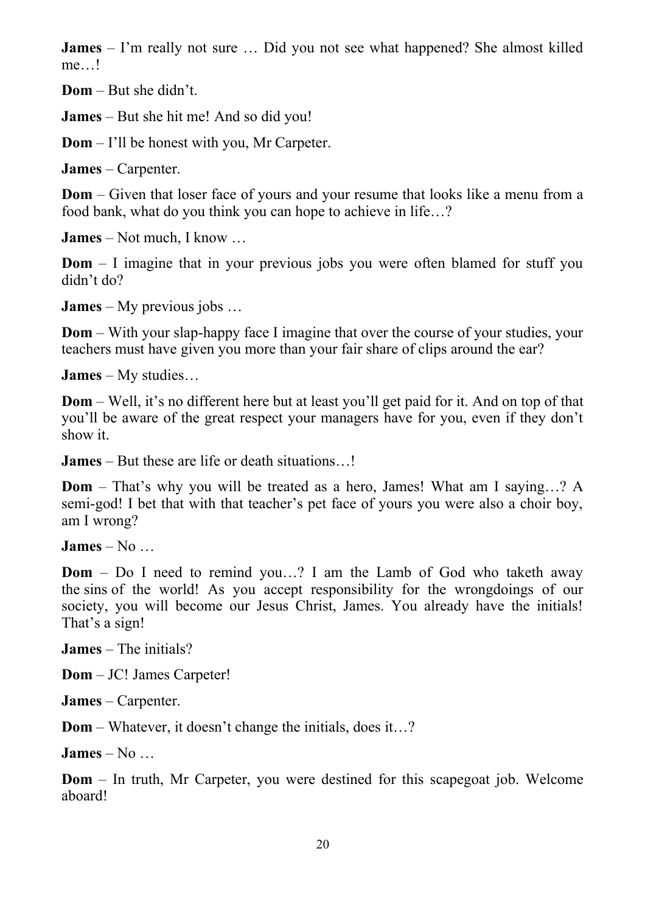**James** – I'm really not sure … Did you not see what happened? She almost killed me…!

**Dom** – But she didn't.

**James** – But she hit me! And so did you!

**Dom** – I'll be honest with you, Mr Carpeter.

**James** – Carpenter.

**Dom** – Given that loser face of yours and your resume that looks like a menu from a food bank, what do you think you can hope to achieve in life…?

**James** – Not much, I know …

**Dom** – I imagine that in your previous jobs you were often blamed for stuff you didn't do?

**James** – My previous jobs …

**Dom** – With your slap-happy face I imagine that over the course of your studies, your teachers must have given you more than your fair share of clips around the ear?

**James** – My studies…

**Dom** – Well, it's no different here but at least you'll get paid for it. And on top of that you'll be aware of the great respect your managers have for you, even if they don't show it.

**James** – But these are life or death situations…!

**Dom** – That's why you will be treated as a hero, James! What am I saying…? A semi-god! I bet that with that teacher's pet face of yours you were also a choir boy, am I wrong?

**James** – No …

**Dom** – Do I need to remind you…? I am the Lamb of God who taketh away the sins of the world! As you accept responsibility for the wrongdoings of our society, you will become our Jesus Christ, James. You already have the initials! That's a sign!

**James** – The initials?

**Dom** – JC! James Carpeter!

**James** – Carpenter.

**Dom** – Whatever, it doesn't change the initials, does it…?

**James** – No …

**Dom** – In truth, Mr Carpeter, you were destined for this scapegoat job. Welcome aboard!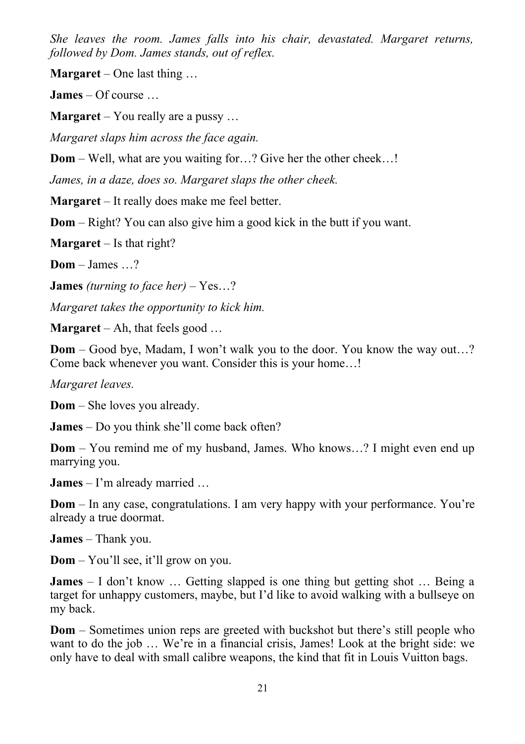*She leaves the room. James falls into his chair, devastated. Margaret returns, followed by Dom. James stands, out of reflex.*

**Margaret** – One last thing …

**James** – Of course …

**Margaret** – You really are a pussy …

*Margaret slaps him across the face again.*

**Dom** – Well, what are you waiting for…? Give her the other cheek…!

*James, in a daze, does so. Margaret slaps the other cheek.*

**Margaret** – It really does make me feel better.

**Dom** – Right? You can also give him a good kick in the butt if you want.

**Margaret** – Is that right?

**Dom** – James …?

**James** *(turning to face her)* – Yes…?

*Margaret takes the opportunity to kick him.*

**Margaret** – Ah, that feels good …

**Dom** – Good bye, Madam, I won't walk you to the door. You know the way out…? Come back whenever you want. Consider this is your home…!

*Margaret leaves.*

**Dom** – She loves you already.

**James** – Do you think she'll come back often?

**Dom** – You remind me of my husband, James. Who knows…? I might even end up marrying you.

**James** – I'm already married …

**Dom** – In any case, congratulations. I am very happy with your performance. You're already a true doormat.

**James** – Thank you.

**Dom** – You'll see, it'll grow on you.

**James** – I don't know … Getting slapped is one thing but getting shot … Being a target for unhappy customers, maybe, but I'd like to avoid walking with a bullseye on my back.

**Dom** – Sometimes union reps are greeted with buckshot but there's still people who want to do the job … We're in a financial crisis, James! Look at the bright side: we only have to deal with small calibre weapons, the kind that fit in Louis Vuitton bags.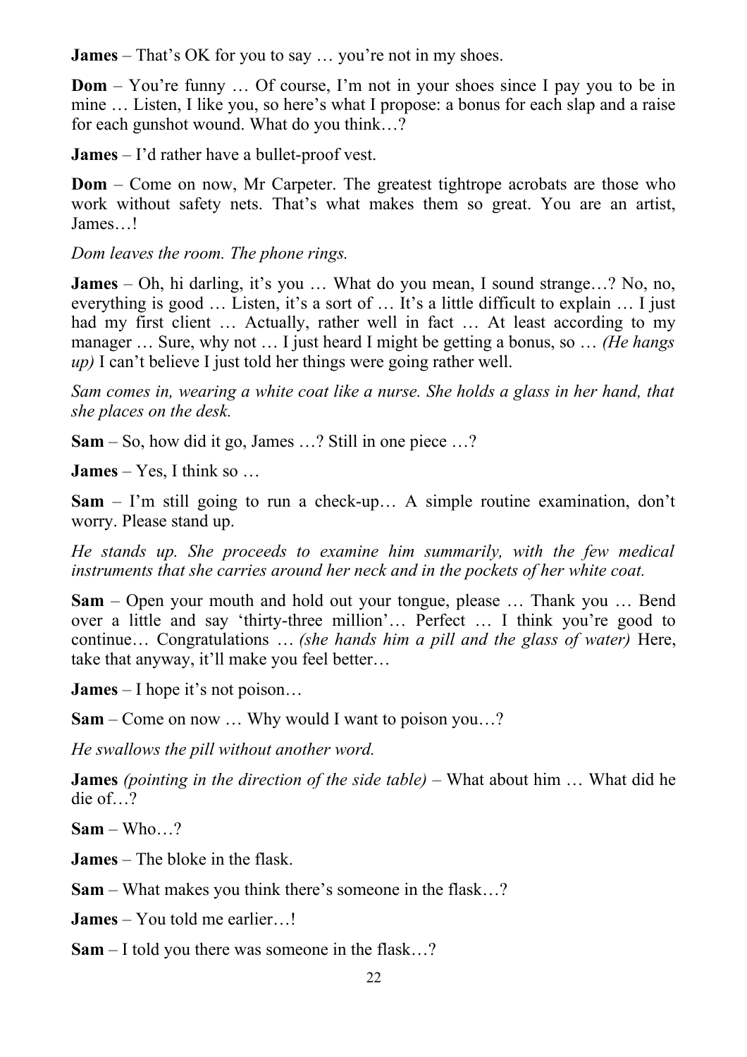**James** – That's OK for you to say … you're not in my shoes.

**Dom** – You're funny … Of course, I'm not in your shoes since I pay you to be in mine … Listen, I like you, so here's what I propose: a bonus for each slap and a raise for each gunshot wound. What do you think…?

**James** – I'd rather have a bullet-proof vest.

**Dom** – Come on now, Mr Carpeter. The greatest tightrope acrobats are those who work without safety nets. That's what makes them so great. You are an artist, James…!

*Dom leaves the room. The phone rings.*

**James** – Oh, hi darling, it's you … What do you mean, I sound strange…? No, no, everything is good … Listen, it's a sort of … It's a little difficult to explain … I just had my first client … Actually, rather well in fact … At least according to my manager … Sure, why not … I just heard I might be getting a bonus, so … *(He hangs up)* I can't believe I just told her things were going rather well.

*Sam comes in, wearing a white coat like a nurse. She holds a glass in her hand, that she places on the desk.*

**Sam** – So, how did it go, James …? Still in one piece …?

**James** – Yes, I think so …

**Sam** – I'm still going to run a check-up… A simple routine examination, don't worry. Please stand up.

*He stands up. She proceeds to examine him summarily, with the few medical instruments that she carries around her neck and in the pockets of her white coat.*

**Sam** – Open your mouth and hold out your tongue, please … Thank you … Bend over a little and say 'thirty-three million'… Perfect … I think you're good to continue… Congratulations … *(she hands him a pill and the glass of water)* Here, take that anyway, it'll make you feel better…

**James** – I hope it's not poison…

**Sam** – Come on now … Why would I want to poison you…?

*He swallows the pill without another word.*

**James** *(pointing in the direction of the side table)* – What about him … What did he die of…?

**Sam** – Who…?

**James** – The bloke in the flask.

**Sam** – What makes you think there's someone in the flask…?

**James** – You told me earlier…!

**Sam** – I told you there was someone in the flask…?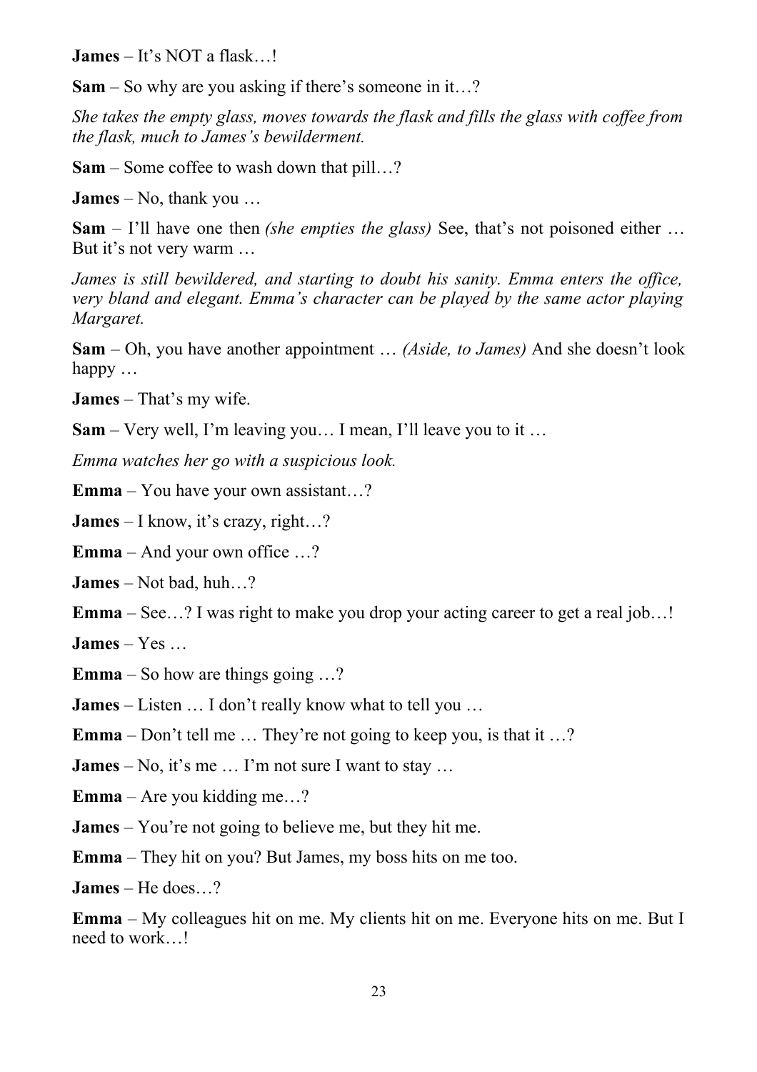**James** – It's NOT a flask…!

**Sam** – So why are you asking if there's someone in it…?

*She takes the empty glass, moves towards the flask and fills the glass with coffee from the flask, much to James's bewilderment.*

**Sam** – Some coffee to wash down that pill…?

**James** – No, thank you …

**Sam** – I'll have one then *(she empties the glass)* See, that's not poisoned either … But it's not very warm …

*James is still bewildered, and starting to doubt his sanity. Emma enters the office, very bland and elegant. Emma's character can be played by the same actor playing Margaret.*

**Sam** – Oh, you have another appointment … *(Aside, to James)* And she doesn't look happy …

**James** – That's my wife.

**Sam** – Very well, I'm leaving you… I mean, I'll leave you to it …

*Emma watches her go with a suspicious look.*

**Emma** – You have your own assistant…?

**James** – I know, it's crazy, right…?

**Emma** – And your own office …?

**James** – Not bad, huh…?

**Emma** – See…? I was right to make you drop your acting career to get a real job…!

**James** – Yes …

**Emma** – So how are things going …?

**James** – Listen … I don't really know what to tell you …

**Emma** – Don't tell me … They're not going to keep you, is that it …?

**James** – No, it's me … I'm not sure I want to stay …

**Emma** – Are you kidding me…?

**James** – You're not going to believe me, but they hit me.

**Emma** – They hit on you? But James, my boss hits on me too.

**James** – He does…?

**Emma** – My colleagues hit on me. My clients hit on me. Everyone hits on me. But I need to work…!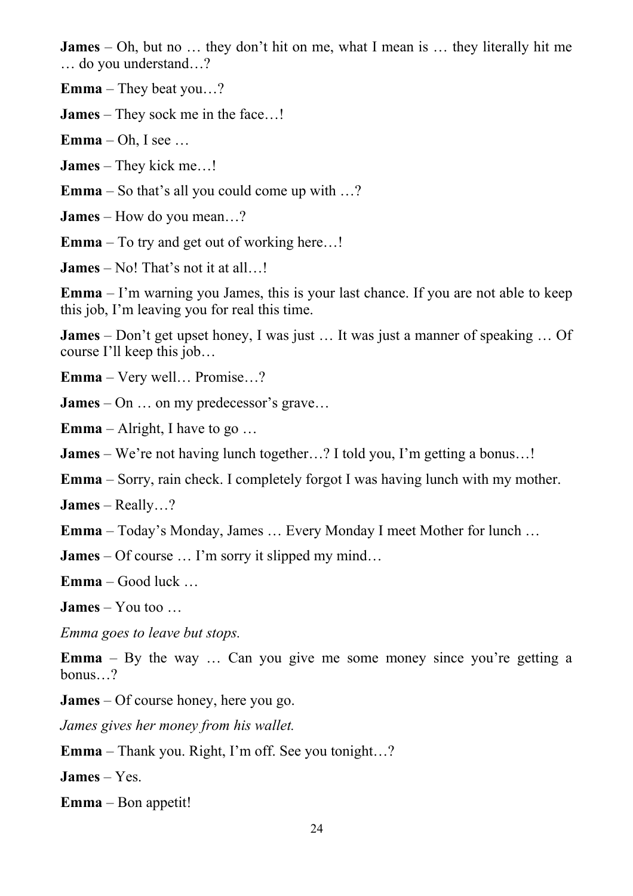**James** – Oh, but no … they don't hit on me, what I mean is … they literally hit me … do you understand…?

**Emma** – They beat you…?

**James** – They sock me in the face…!

**Emma** – Oh, I see …

**James** – They kick me…!

**Emma** – So that's all you could come up with …?

**James** – How do you mean…?

**Emma** – To try and get out of working here…!

**James** – No! That's not it at all…!

**Emma** – I'm warning you James, this is your last chance. If you are not able to keep this job, I'm leaving you for real this time.

**James** – Don't get upset honey, I was just … It was just a manner of speaking … Of course I'll keep this job…

**Emma** – Very well… Promise…?

**James** – On … on my predecessor's grave…

**Emma** – Alright, I have to go …

**James** – We're not having lunch together…? I told you, I'm getting a bonus…!

**Emma** – Sorry, rain check. I completely forgot I was having lunch with my mother.

**James** – Really…?

**Emma** – Today's Monday, James … Every Monday I meet Mother for lunch …

**James** – Of course … I'm sorry it slipped my mind…

**Emma** – Good luck …

**James** – You too …

*Emma goes to leave but stops.*

**Emma** – By the way … Can you give me some money since you're getting a bonus…?

**James** – Of course honey, here you go.

*James gives her money from his wallet.*

**Emma** – Thank you. Right, I'm off. See you tonight…?

**James** – Yes.

**Emma** – Bon appetit!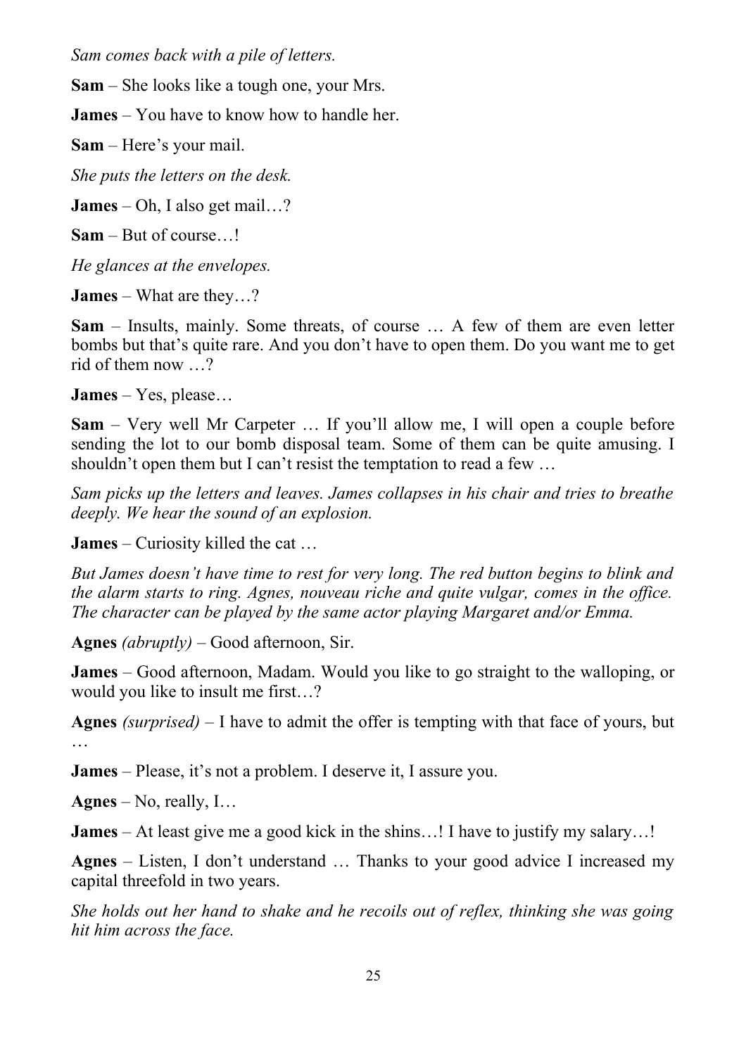*Sam comes back with a pile of letters.*

**Sam** – She looks like a tough one, your Mrs.

**James** – You have to know how to handle her.

**Sam** – Here's your mail.

*She puts the letters on the desk.*

**James** – Oh, I also get mail…?

**Sam** – But of course…!

*He glances at the envelopes.*

**James** – What are they…?

**Sam** – Insults, mainly. Some threats, of course … A few of them are even letter bombs but that's quite rare. And you don't have to open them. Do you want me to get rid of them now …?

**James** – Yes, please…

**Sam** – Very well Mr Carpeter … If you'll allow me, I will open a couple before sending the lot to our bomb disposal team. Some of them can be quite amusing. I shouldn't open them but I can't resist the temptation to read a few …

*Sam picks up the letters and leaves. James collapses in his chair and tries to breathe deeply. We hear the sound of an explosion.*

**James** – Curiosity killed the cat …

*But James doesn't have time to rest for very long. The red button begins to blink and the alarm starts to ring. Agnes, nouveau riche and quite vulgar, comes in the office. The character can be played by the same actor playing Margaret and/or Emma.*

**Agnes** *(abruptly)* – Good afternoon, Sir.

**James** – Good afternoon, Madam. Would you like to go straight to the walloping, or would you like to insult me first…?

**Agnes** *(surprised)* – I have to admit the offer is tempting with that face of yours, but …

**James** – Please, it's not a problem. I deserve it, I assure you.

**Agnes** – No, really, I…

**James** – At least give me a good kick in the shins…! I have to justify my salary…!

**Agnes** – Listen, I don't understand … Thanks to your good advice I increased my capital threefold in two years.

*She holds out her hand to shake and he recoils out of reflex, thinking she was going hit him across the face.*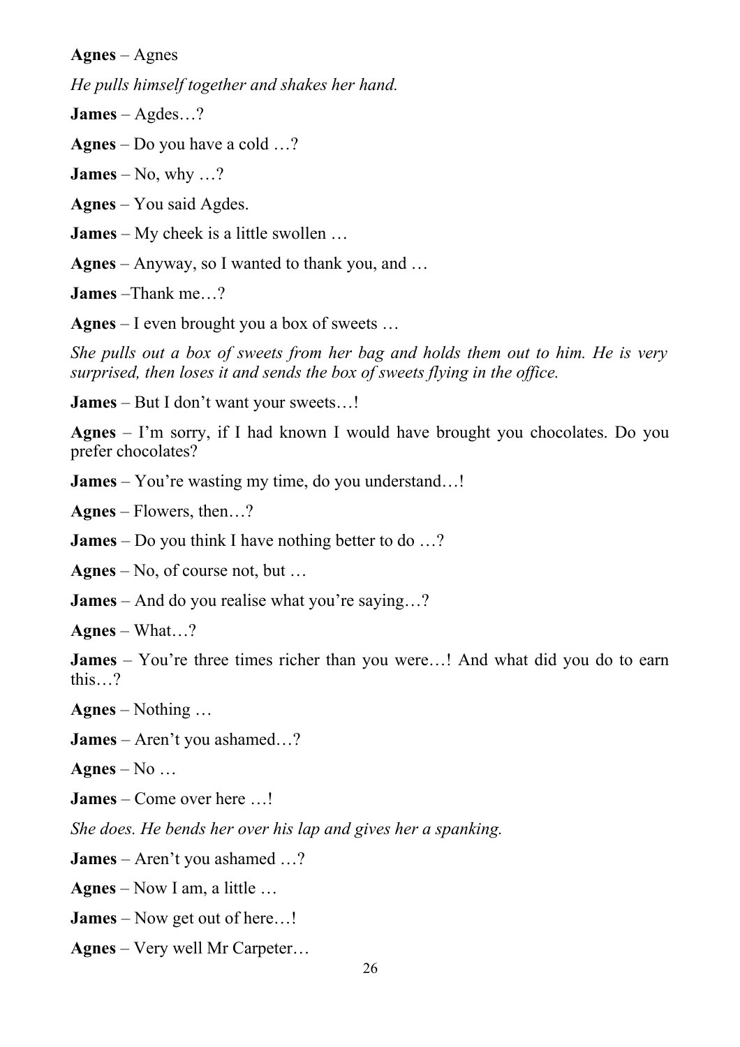**Agnes** – Agnes

*He pulls himself together and shakes her hand.*

**James** – Agdes…?

**Agnes** – Do you have a cold …?

**James** – No, why …?

**Agnes** – You said Agdes.

**James** – My cheek is a little swollen …

**Agnes** – Anyway, so I wanted to thank you, and …

**James** –Thank me…?

**Agnes** – I even brought you a box of sweets …

*She pulls out a box of sweets from her bag and holds them out to him. He is very surprised, then loses it and sends the box of sweets flying in the office.*

**James** – But I don't want your sweets…!

**Agnes** – I'm sorry, if I had known I would have brought you chocolates. Do you prefer chocolates?

**James** – You're wasting my time, do you understand…!

**Agnes** – Flowers, then…?

**James** – Do you think I have nothing better to do …?

**Agnes** – No, of course not, but …

**James** – And do you realise what you're saying…?

**Agnes** – What…?

**James** – You're three times richer than you were…! And what did you do to earn this…?

**Agnes** – Nothing …

**James** – Aren't you ashamed…?

**Agnes** – No …

**James** – Come over here …!

*She does. He bends her over his lap and gives her a spanking.*

**James** – Aren't you ashamed …?

**Agnes** – Now I am, a little …

**James** – Now get out of here…!

**Agnes** – Very well Mr Carpeter…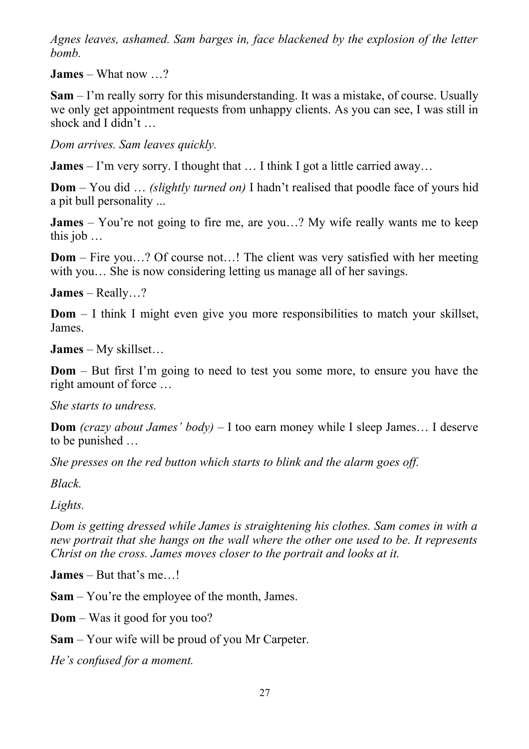*Agnes leaves, ashamed. Sam barges in, face blackened by the explosion of the letter bomb.*

**James** – What now …?

**Sam** – I'm really sorry for this misunderstanding. It was a mistake, of course. Usually we only get appointment requests from unhappy clients. As you can see, I was still in shock and I didn't …

*Dom arrives. Sam leaves quickly.*

**James** – I'm very sorry. I thought that … I think I got a little carried away…

**Dom** – You did … *(slightly turned on)* I hadn't realised that poodle face of yours hid a pit bull personality ...

**James** – You're not going to fire me, are you…? My wife really wants me to keep this job …

**Dom** – Fire you…? Of course not…! The client was very satisfied with her meeting with you… She is now considering letting us manage all of her savings.

**James** – Really…?

**Dom** – I think I might even give you more responsibilities to match your skillset, James.

**James** – My skillset…

**Dom** – But first I'm going to need to test you some more, to ensure you have the right amount of force …

*She starts to undress.*

**Dom** *(crazy about James' body)* – I too earn money while I sleep James… I deserve to be punished …

*She presses on the red button which starts to blink and the alarm goes off.*

*Black.*

*Lights.*

*Dom is getting dressed while James is straightening his clothes. Sam comes in with a new portrait that she hangs on the wall where the other one used to be. It represents Christ on the cross. James moves closer to the portrait and looks at it.*

**James** – But that's me…!

**Sam** – You're the employee of the month, James.

**Dom** – Was it good for you too?

**Sam** – Your wife will be proud of you Mr Carpeter.

*He's confused for a moment.*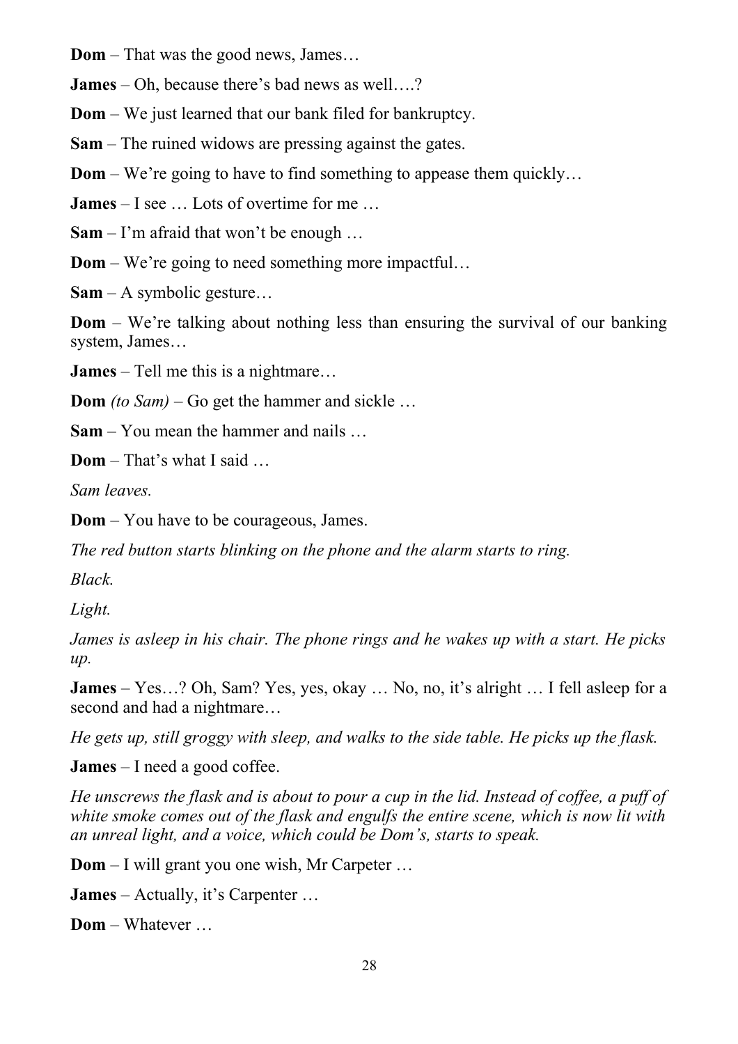**Dom** – That was the good news, James…

**James** – Oh, because there's bad news as well….?

**Dom** – We just learned that our bank filed for bankruptcy.

**Sam** – The ruined widows are pressing against the gates.

**Dom** – We're going to have to find something to appease them quickly…

**James** – I see … Lots of overtime for me …

**Sam** – I'm afraid that won't be enough …

**Dom** – We're going to need something more impactful…

**Sam** – A symbolic gesture…

**Dom** – We're talking about nothing less than ensuring the survival of our banking system, James…

**James** – Tell me this is a nightmare…

**Dom** *(to Sam)* – Go get the hammer and sickle …

**Sam** – You mean the hammer and nails …

**Dom** – That's what I said …

*Sam leaves.*

**Dom** – You have to be courageous, James.

*The red button starts blinking on the phone and the alarm starts to ring.*

*Black.*

*Light.*

*James is asleep in his chair. The phone rings and he wakes up with a start. He picks up.*

**James** – Yes…? Oh, Sam? Yes, yes, okay … No, no, it's alright … I fell asleep for a second and had a nightmare…

*He gets up, still groggy with sleep, and walks to the side table. He picks up the flask.*

**James** – I need a good coffee.

*He unscrews the flask and is about to pour a cup in the lid. Instead of coffee, a puff of white smoke comes out of the flask and engulfs the entire scene, which is now lit with an unreal light, and a voice, which could be Dom's, starts to speak.*

**Dom** – I will grant you one wish, Mr Carpeter …

**James** – Actually, it's Carpenter …

**Dom** – Whatever …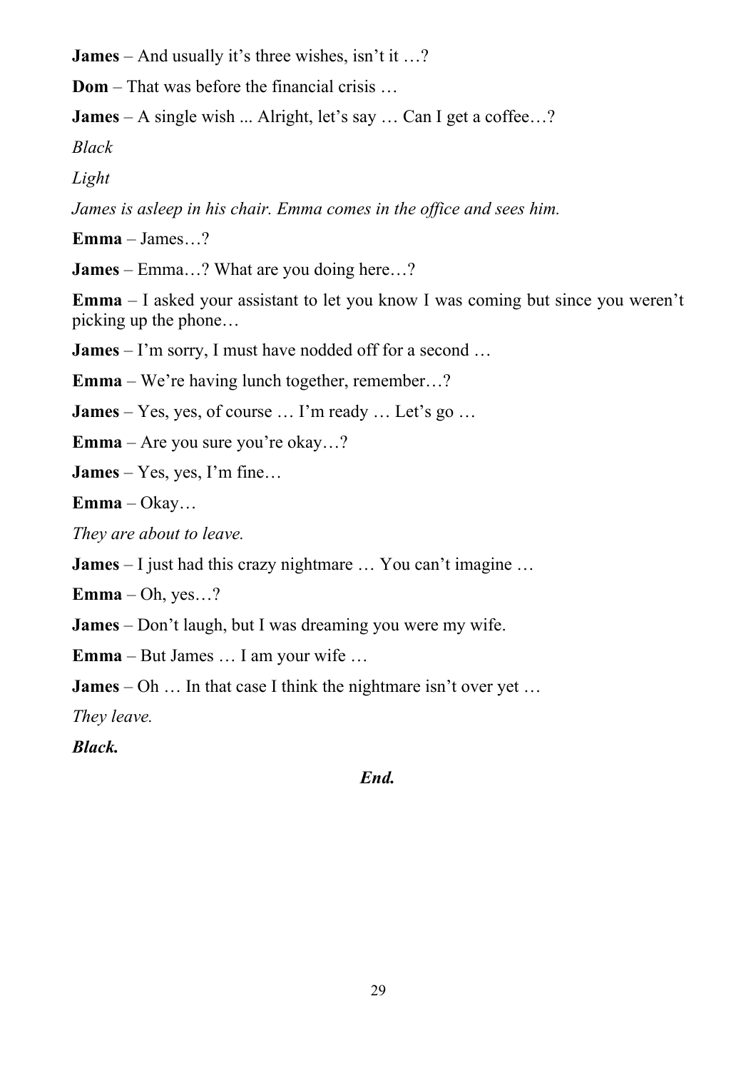**James** – And usually it's three wishes, isn't it …?

**Dom** – That was before the financial crisis …

**James** – A single wish ... Alright, let's say … Can I get a coffee…?

*Black*

*Light*

*James is asleep in his chair. Emma comes in the office and sees him.*

**Emma** – James…?

**James** – Emma…? What are you doing here…?

**Emma** – I asked your assistant to let you know I was coming but since you weren't picking up the phone…

**James** – I'm sorry, I must have nodded off for a second …

**Emma** – We're having lunch together, remember…?

**James** – Yes, yes, of course … I'm ready … Let's go …

**Emma** – Are you sure you're okay…?

**James** – Yes, yes, I'm fine…

**Emma** – Okay…

*They are about to leave.*

**James** – I just had this crazy nightmare … You can't imagine …

**Emma** – Oh, yes…?

**James** – Don't laugh, but I was dreaming you were my wife.

**Emma** – But James … I am your wife …

**James** – Oh … In that case I think the nightmare isn't over yet …

*They leave.*

***Black.***

***End.***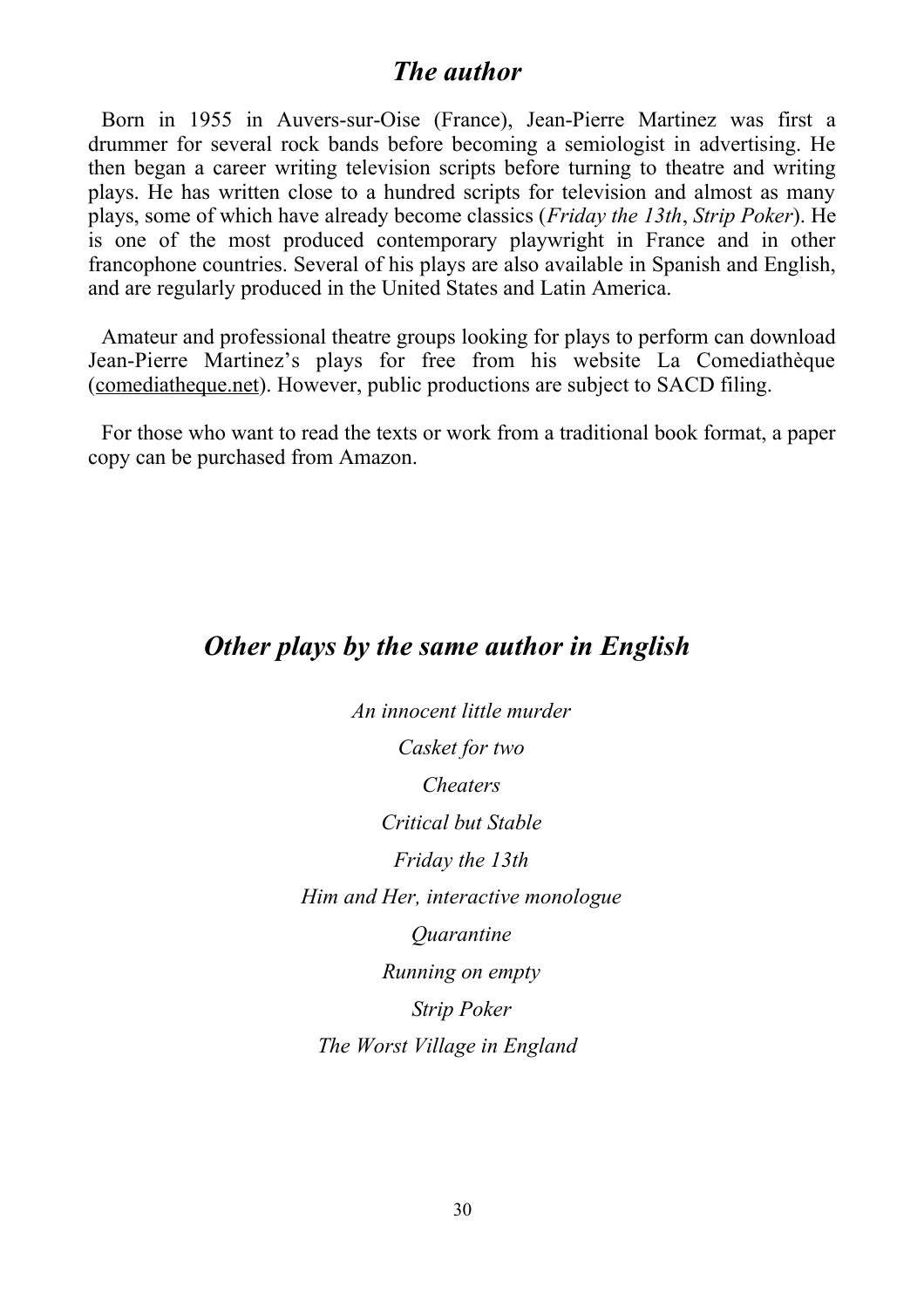## *The author*

Born in 1955 in Auvers-sur-Oise (France), Jean-Pierre Martinez was first a drummer for several rock bands before becoming a semiologist in advertising. He then began a career writing television scripts before turning to theatre and writing plays. He has written close to a hundred scripts for television and almost as many plays, some of which have already become classics (*Friday the 13th*, *Strip Poker*). He is one of the most produced contemporary playwright in France and in other francophone countries. Several of his plays are also available in Spanish and English, and are regularly produced in the United States and Latin America.

Amateur and professional theatre groups looking for plays to perform can download Jean-Pierre Martinez's plays for free from his website La Comediathèque (comediatheque.net). However, public productions are subject to SACD filing.

For those who want to read the texts or work from a traditional book format, a paper copy can be purchased from Amazon.

## *Other plays by the same author in English*

*An innocent little murder*

*Casket for two*

*Cheaters*

*Critical but Stable*

*Friday the 13th*

*Him and Her, interactive monologue*

*Quarantine*

*Running on empty*

*Strip Poker*

*The Worst Village in England*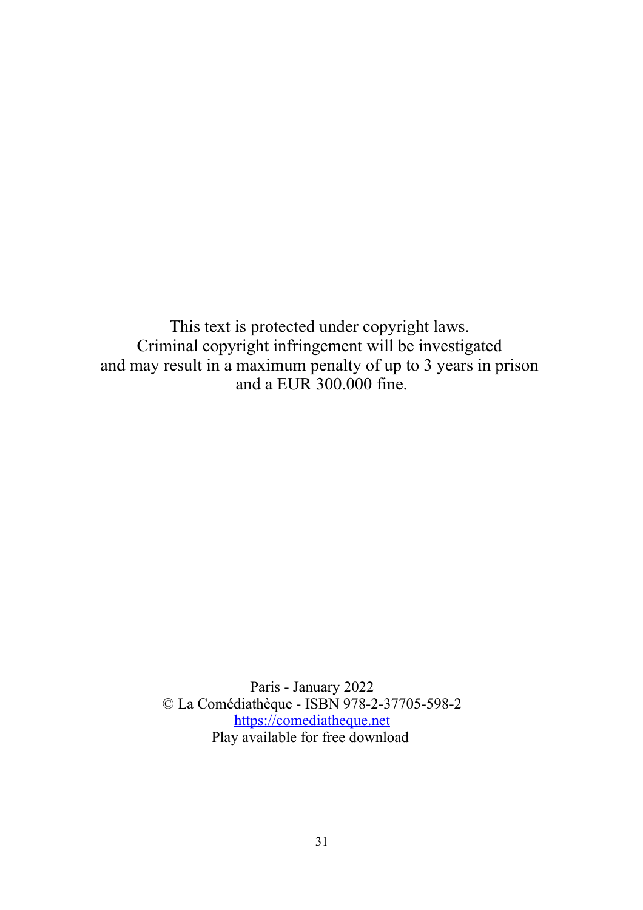This text is protected under copyright laws.
Criminal copyright infringement will be investigated
and may result in a maximum penalty of up to 3 years in prison
and a EUR 300.000 fine.

Paris - January 2022
© La Comédiathèque - ISBN 978-2-37705-598-2
https://comediatheque.net
Play available for free download